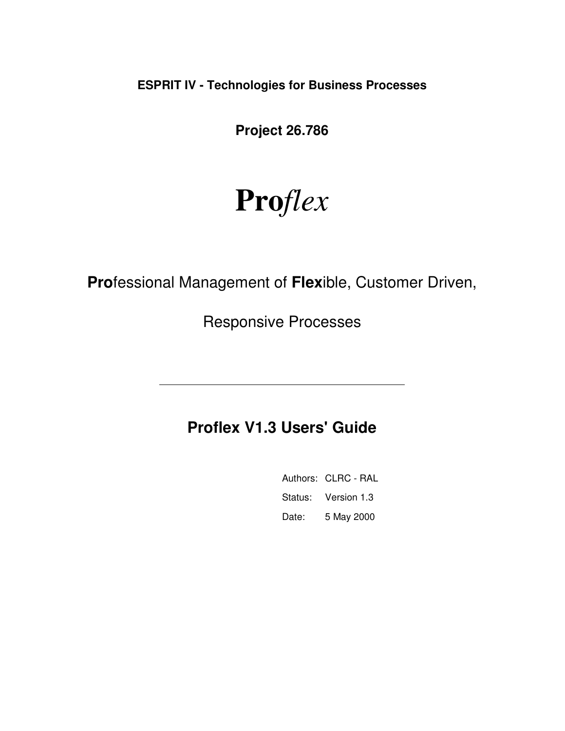**ESPRIT IV - Technologies for Business Processes**

**Project 26.786**

# **Pro***flex*

**Pro**fessional Management of **Flex**ible, Customer Driven,

Responsive Processes

---

## Proflex V1.3 Users' Guide

Authors: CLRC - RAL

Status: Version 1.3

Date: 5 May 2000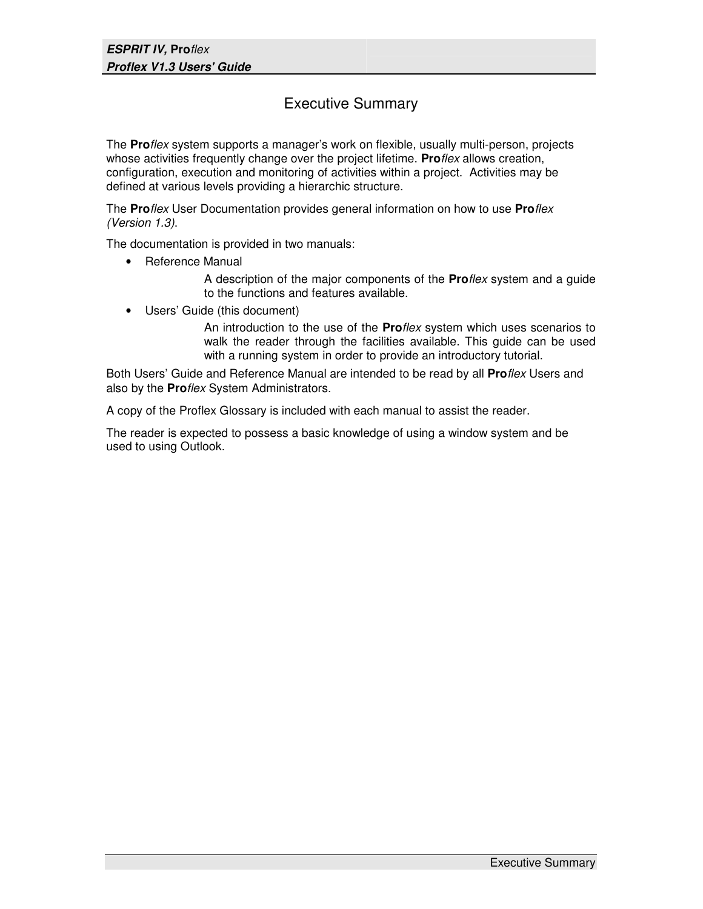# Executive Summary

The **Pro***flex* system supports a manager's work on flexible, usually multi-person, projects whose activities frequently change over the project lifetime. **Pro***flex* allows creation, configuration, execution and monitoring of activities within a project. Activities may be defined at various levels providing a hierarchic structure.

The **Pro***flex* User Documentation provides general information on how to use **Pro***flex (Version 1.3)*.

The documentation is provided in two manuals:

- Reference Manual

  A description of the major components of the **Pro***flex* system and a guide to the functions and features available.

- Users' Guide (this document)

  An introduction to the use of the **Pro***flex* system which uses scenarios to walk the reader through the facilities available. This guide can be used with a running system in order to provide an introductory tutorial.

Both Users' Guide and Reference Manual are intended to be read by all **Pro***flex* Users and also by the **Pro***flex* System Administrators.

A copy of the Proflex Glossary is included with each manual to assist the reader.

The reader is expected to possess a basic knowledge of using a window system and be used to using Outlook.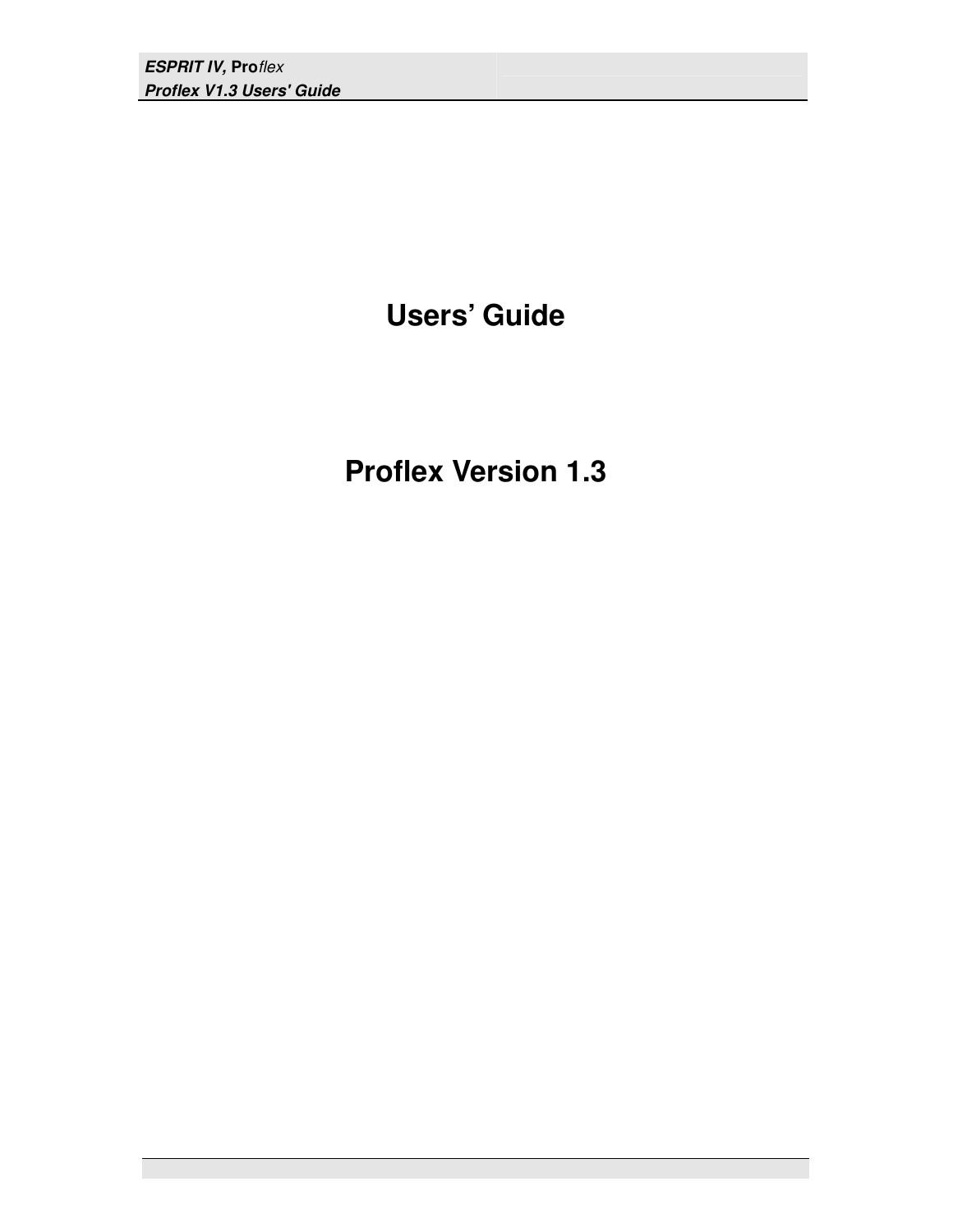# Users' Guide

# Proflex Version 1.3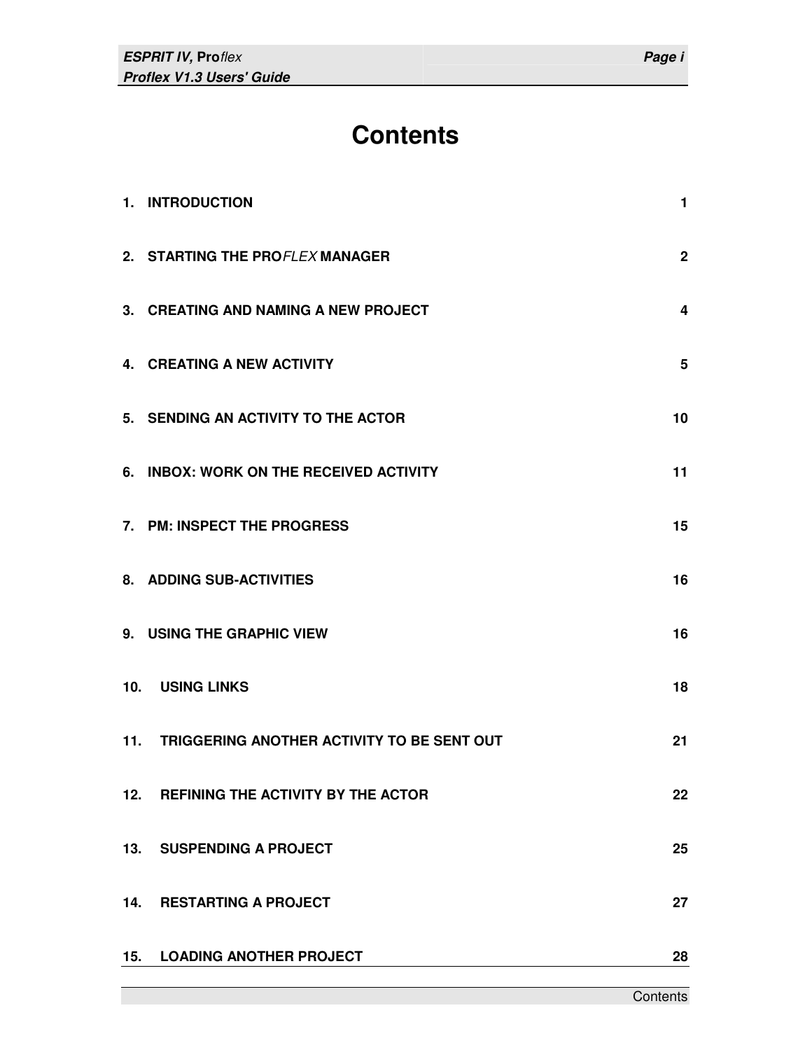# Contents

| | |
|---|---|
| 1. INTRODUCTION | 1 |
| 2. STARTING THE PRO*FLEX* MANAGER | 2 |
| 3. CREATING AND NAMING A NEW PROJECT | 4 |
| 4. CREATING A NEW ACTIVITY | 5 |
| 5. SENDING AN ACTIVITY TO THE ACTOR | 10 |
| 6. INBOX: WORK ON THE RECEIVED ACTIVITY | 11 |
| 7. PM: INSPECT THE PROGRESS | 15 |
| 8. ADDING SUB-ACTIVITIES | 16 |
| 9. USING THE GRAPHIC VIEW | 16 |
| 10. USING LINKS | 18 |
| 11. TRIGGERING ANOTHER ACTIVITY TO BE SENT OUT | 21 |
| 12. REFINING THE ACTIVITY BY THE ACTOR | 22 |
| 13. SUSPENDING A PROJECT | 25 |
| 14. RESTARTING A PROJECT | 27 |
| 15. LOADING ANOTHER PROJECT | 28 |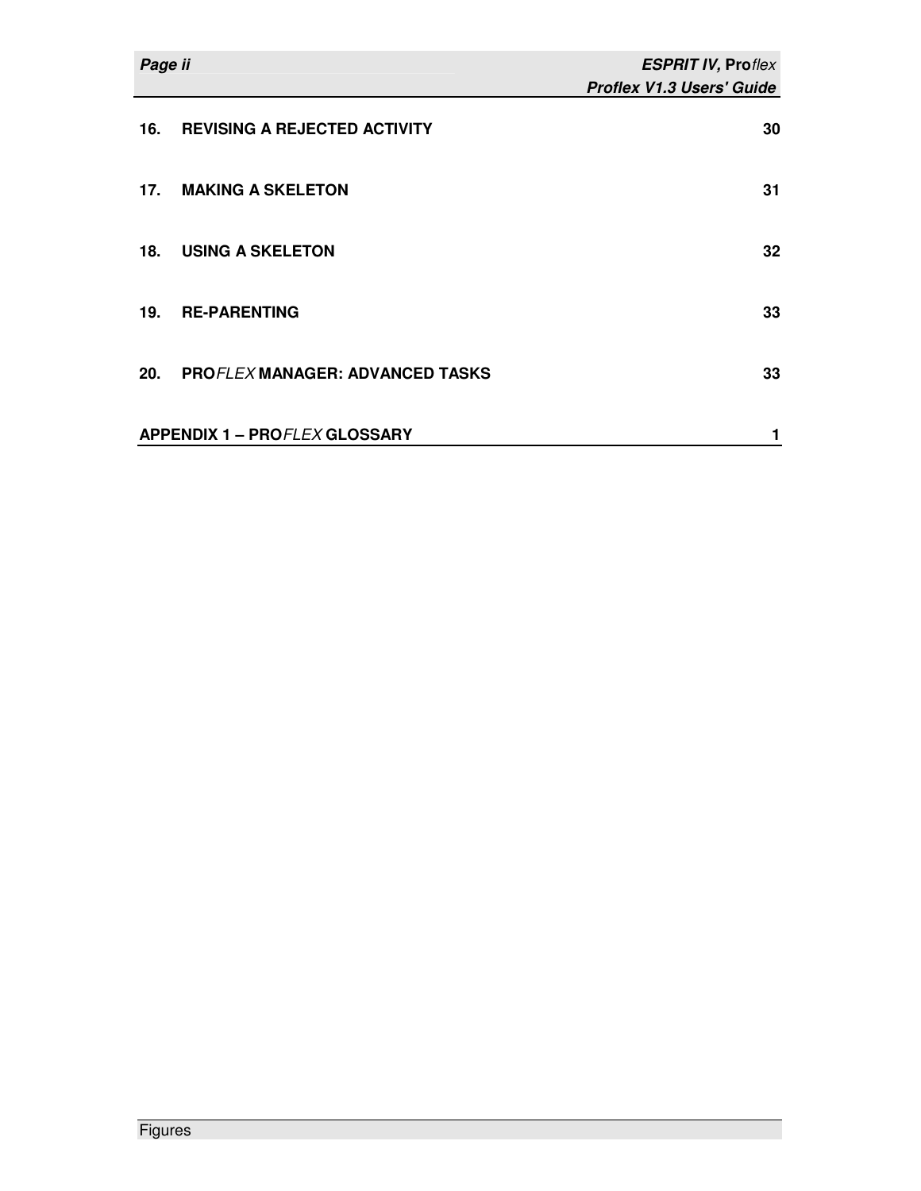| | | |
|---|---|---|
| **16.** | **REVISING A REJECTED ACTIVITY** | **30** |
| **17.** | **MAKING A SKELETON** | **31** |
| **18.** | **USING A SKELETON** | **32** |
| **19.** | **RE-PARENTING** | **33** |
| **20.** | **PRO*FLEX* MANAGER: ADVANCED TASKS** | **33** |
| **APPENDIX 1 – PRO*FLEX* GLOSSARY** | | **1** |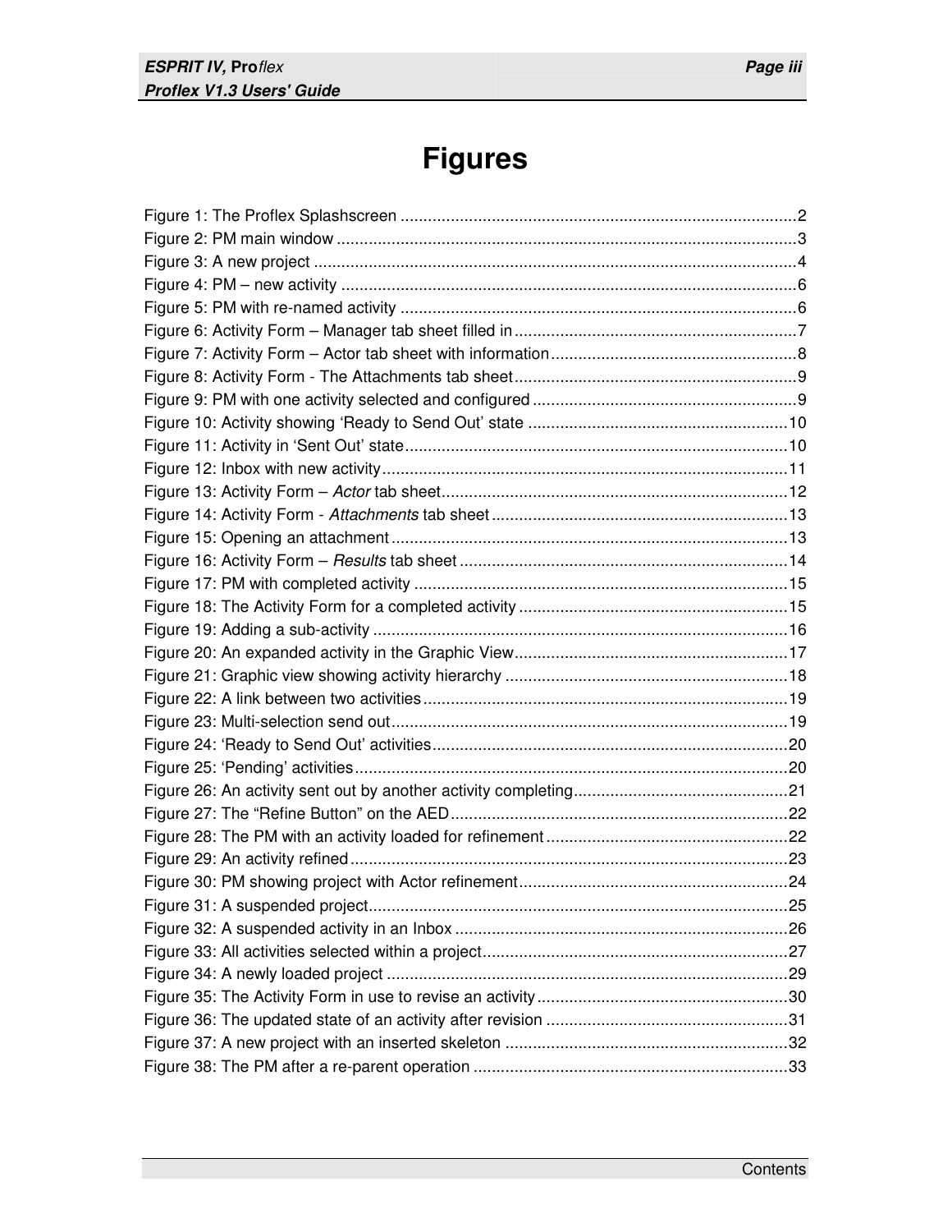# Figures

Figure 1: The Proflex Splashscreen ..................................................................................... 2
Figure 2: PM main window ................................................................................................... 3
Figure 3: A new project ........................................................................................................ 4
Figure 4: PM – new activity .................................................................................................. 6
Figure 5: PM with re-named activity ..................................................................................... 6
Figure 6: Activity Form – Manager tab sheet filled in ............................................................. 7
Figure 7: Activity Form – Actor tab sheet with information ..................................................... 8
Figure 8: Activity Form - The Attachments tab sheet ............................................................. 9
Figure 9: PM with one activity selected and configured ......................................................... 9
Figure 10: Activity showing 'Ready to Send Out' state ......................................................... 10
Figure 11: Activity in 'Sent Out' state ................................................................................... 10
Figure 12: Inbox with new activity ........................................................................................ 11
Figure 13: Activity Form – *Actor* tab sheet ........................................................................... 12
Figure 14: Activity Form - *Attachments* tab sheet ................................................................ 13
Figure 15: Opening an attachment ...................................................................................... 13
Figure 16: Activity Form – *Results* tab sheet ....................................................................... 14
Figure 17: PM with completed activity ................................................................................. 15
Figure 18: The Activity Form for a completed activity ........................................................... 15
Figure 19: Adding a sub-activity .......................................................................................... 16
Figure 20: An expanded activity in the Graphic View ............................................................ 17
Figure 21: Graphic view showing activity hierarchy ............................................................. 18
Figure 22: A link between two activities ............................................................................... 19
Figure 23: Multi-selection send out ...................................................................................... 19
Figure 24: 'Ready to Send Out' activities ............................................................................. 20
Figure 25: 'Pending' activities .............................................................................................. 20
Figure 26: An activity sent out by another activity completing .............................................. 21
Figure 27: The "Refine Button" on the AED .......................................................................... 22
Figure 28: The PM with an activity loaded for refinement ..................................................... 22
Figure 29: An activity refined ............................................................................................... 23
Figure 30: PM showing project with Actor refinement ........................................................... 24
Figure 31: A suspended project ........................................................................................... 25
Figure 32: A suspended activity in an Inbox ......................................................................... 26
Figure 33: All activities selected within a project .................................................................. 27
Figure 34: A newly loaded project ....................................................................................... 29
Figure 35: The Activity Form in use to revise an activity ....................................................... 30
Figure 36: The updated state of an activity after revision ..................................................... 31
Figure 37: A new project with an inserted skeleton ............................................................. 32
Figure 38: The PM after a re-parent operation .................................................................... 33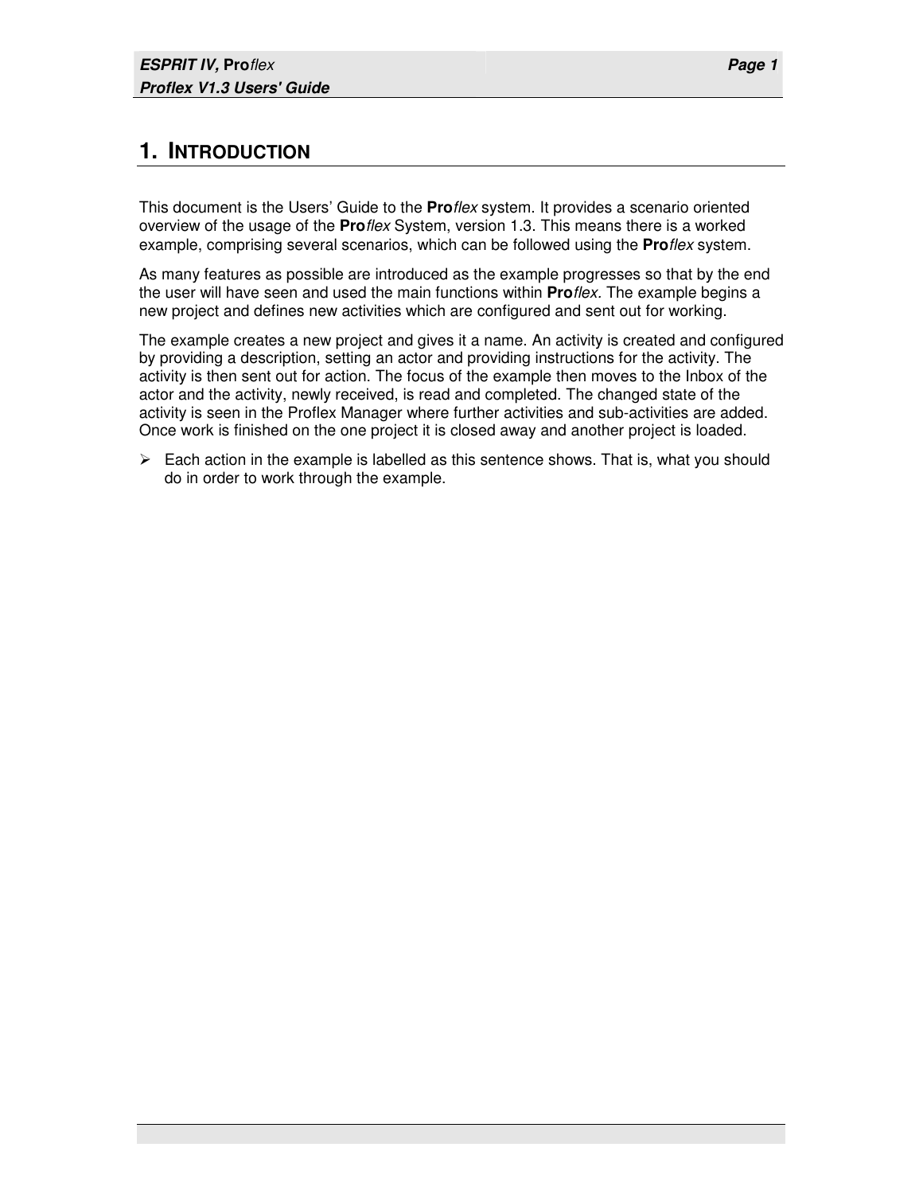# 1. INTRODUCTION

This document is the Users' Guide to the **Pro***flex* system. It provides a scenario oriented overview of the usage of the **Pro***flex* System, version 1.3. This means there is a worked example, comprising several scenarios, which can be followed using the **Pro***flex* system.

As many features as possible are introduced as the example progresses so that by the end the user will have seen and used the main functions within **Pro***flex.* The example begins a new project and defines new activities which are configured and sent out for working.

The example creates a new project and gives it a name. An activity is created and configured by providing a description, setting an actor and providing instructions for the activity. The activity is then sent out for action. The focus of the example then moves to the Inbox of the actor and the activity, newly received, is read and completed. The changed state of the activity is seen in the Proflex Manager where further activities and sub-activities are added. Once work is finished on the one project it is closed away and another project is loaded.

- Each action in the example is labelled as this sentence shows. That is, what you should do in order to work through the example.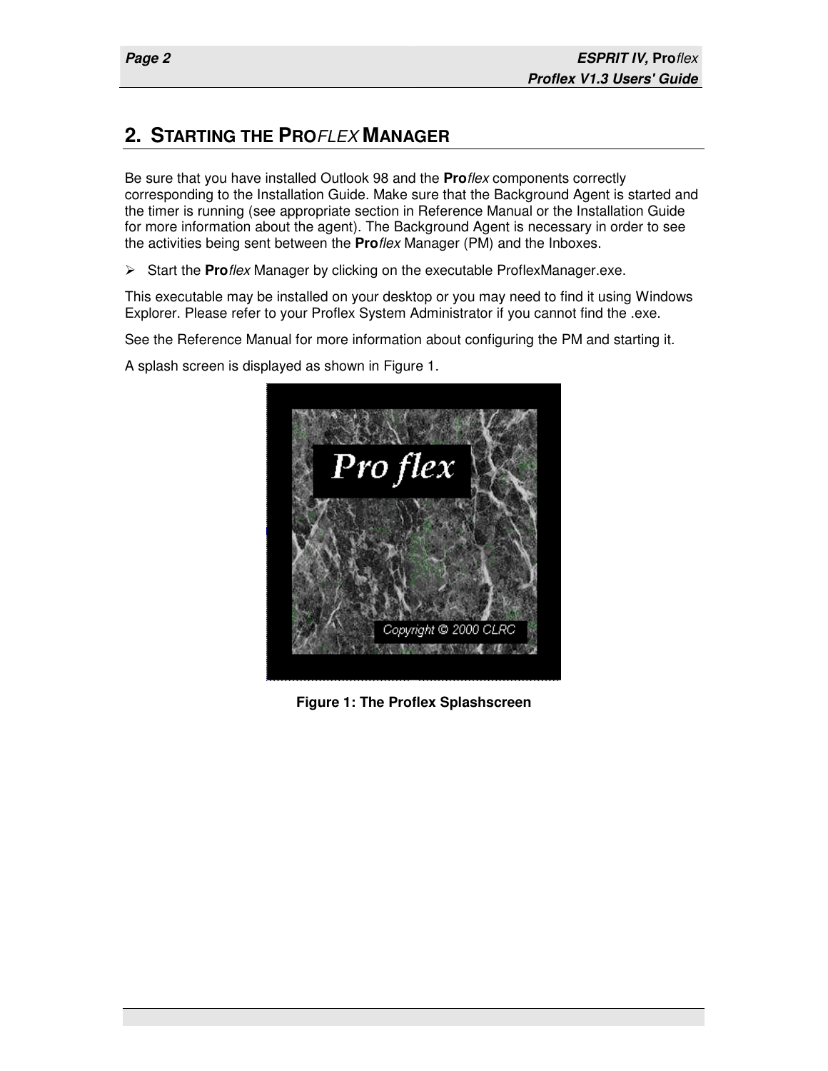## 2. STARTING THE PRO*FLEX* MANAGER

Be sure that you have installed Outlook 98 and the **Pro***flex* components correctly corresponding to the Installation Guide. Make sure that the Background Agent is started and the timer is running (see appropriate section in Reference Manual or the Installation Guide for more information about the agent). The Background Agent is necessary in order to see the activities being sent between the **Pro***flex* Manager (PM) and the Inboxes.

- Start the **Pro***flex* Manager by clicking on the executable ProflexManager.exe.

This executable may be installed on your desktop or you may need to find it using Windows Explorer. Please refer to your Proflex System Administrator if you cannot find the .exe.

See the Reference Manual for more information about configuring the PM and starting it.

A splash screen is displayed as shown in Figure 1.

**Figure 1: The Proflex Splashscreen**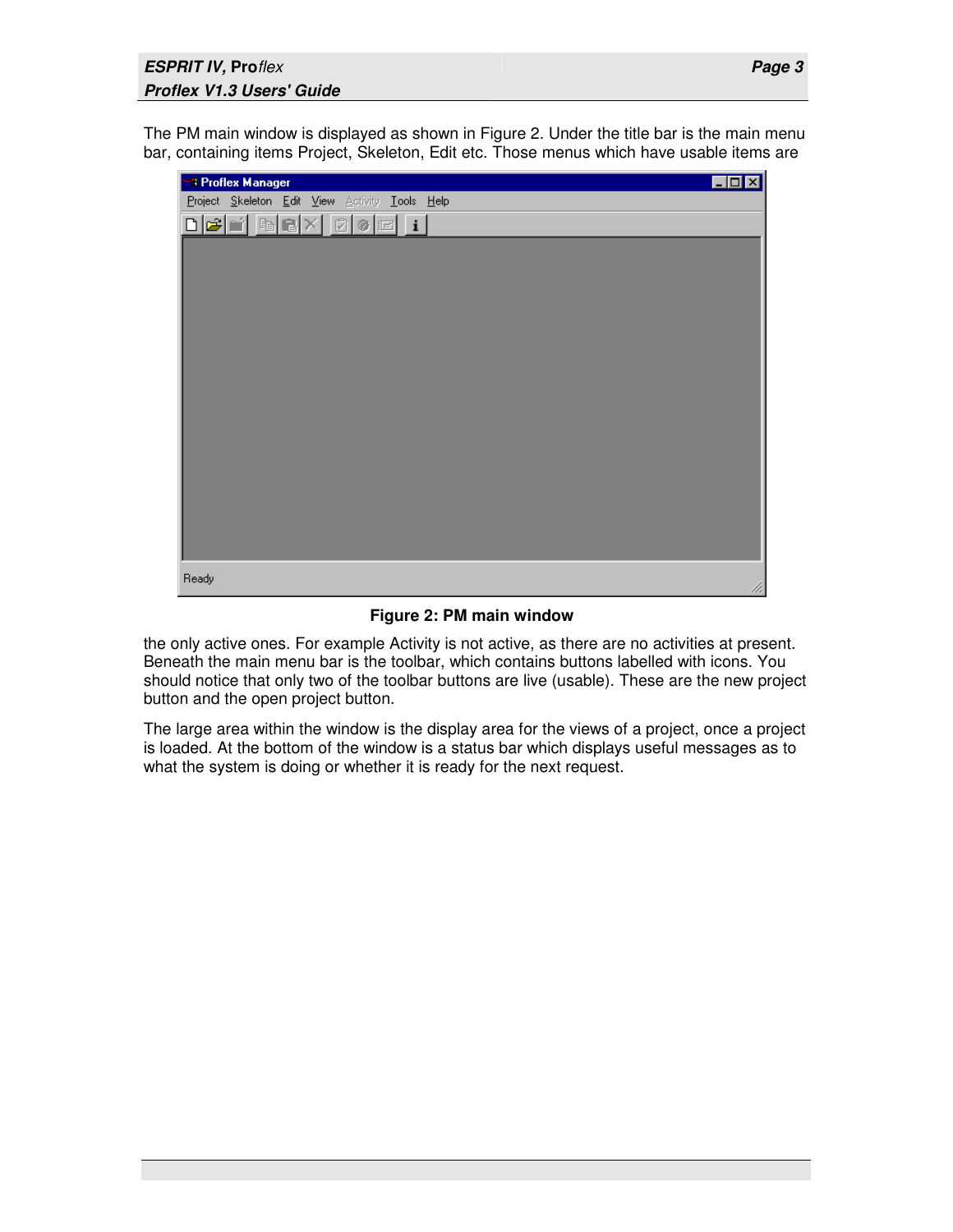The PM main window is displayed as shown in Figure 2. Under the title bar is the main menu bar, containing items Project, Skeleton, Edit etc. Those menus which have usable items are

**Figure 2: PM main window**

the only active ones. For example Activity is not active, as there are no activities at present. Beneath the main menu bar is the toolbar, which contains buttons labelled with icons. You should notice that only two of the toolbar buttons are live (usable). These are the new project button and the open project button.

The large area within the window is the display area for the views of a project, once a project is loaded. At the bottom of the window is a status bar which displays useful messages as to what the system is doing or whether it is ready for the next request.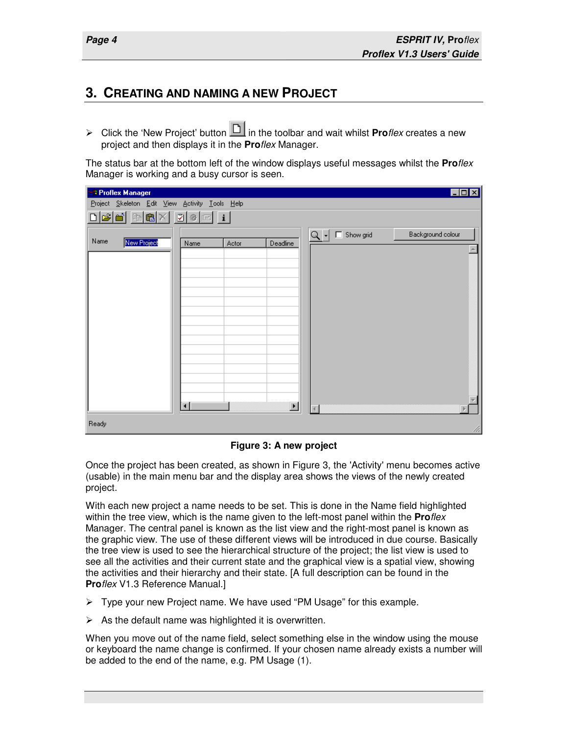## 3. Creating and Naming a New Project

- Click the 'New Project' button in the toolbar and wait whilst **Pro***flex* creates a new project and then displays it in the **Pro***flex* Manager.

The status bar at the bottom left of the window displays useful messages whilst the **Pro***flex* Manager is working and a busy cursor is seen.

**Figure 3: A new project**

Once the project has been created, as shown in Figure 3, the 'Activity' menu becomes active (usable) in the main menu bar and the display area shows the views of the newly created project.

With each new project a name needs to be set. This is done in the Name field highlighted within the tree view, which is the name given to the left-most panel within the **Pro***flex* Manager. The central panel is known as the list view and the right-most panel is known as the graphic view. The use of these different views will be introduced in due course. Basically the tree view is used to see the hierarchical structure of the project; the list view is used to see all the activities and their current state and the graphical view is a spatial view, showing the activities and their hierarchy and their state. [A full description can be found in the **Pro***flex* V1.3 Reference Manual.]

- Type your new Project name. We have used "PM Usage" for this example.
- As the default name was highlighted it is overwritten.

When you move out of the name field, select something else in the window using the mouse or keyboard the name change is confirmed. If your chosen name already exists a number will be added to the end of the name, e.g. PM Usage (1).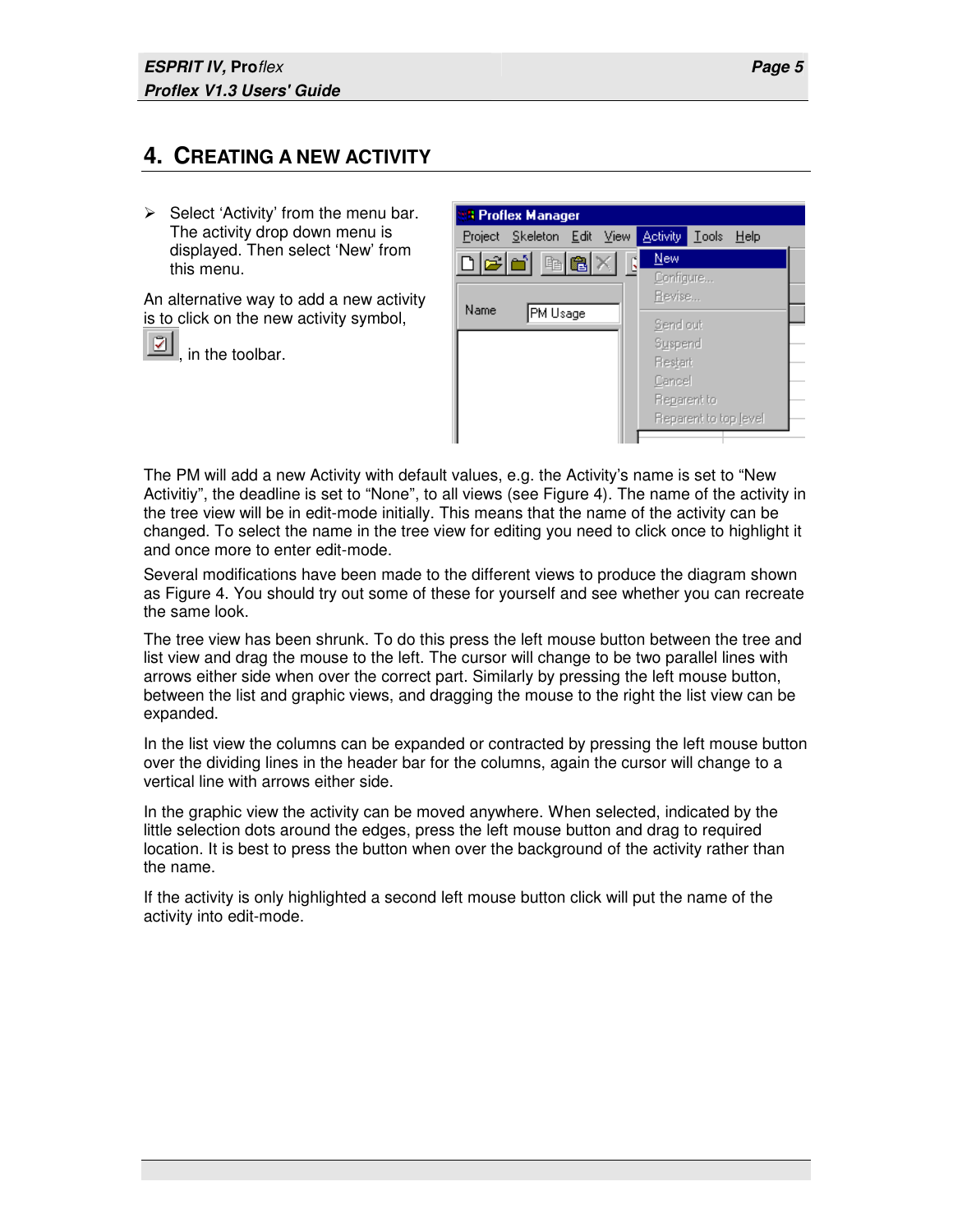# 4. Creating a New Activity

- Select 'Activity' from the menu bar. The activity drop down menu is displayed. Then select 'New' from this menu.

An alternative way to add a new activity is to click on the new activity symbol, , in the toolbar.

The PM will add a new Activity with default values, e.g. the Activity's name is set to "New Activitiy", the deadline is set to "None", to all views (see Figure 4). The name of the activity in the tree view will be in edit-mode initially. This means that the name of the activity can be changed. To select the name in the tree view for editing you need to click once to highlight it and once more to enter edit-mode.

Several modifications have been made to the different views to produce the diagram shown as Figure 4. You should try out some of these for yourself and see whether you can recreate the same look.

The tree view has been shrunk. To do this press the left mouse button between the tree and list view and drag the mouse to the left. The cursor will change to be two parallel lines with arrows either side when over the correct part. Similarly by pressing the left mouse button, between the list and graphic views, and dragging the mouse to the right the list view can be expanded.

In the list view the columns can be expanded or contracted by pressing the left mouse button over the dividing lines in the header bar for the columns, again the cursor will change to a vertical line with arrows either side.

In the graphic view the activity can be moved anywhere. When selected, indicated by the little selection dots around the edges, press the left mouse button and drag to required location. It is best to press the button when over the background of the activity rather than the name.

If the activity is only highlighted a second left mouse button click will put the name of the activity into edit-mode.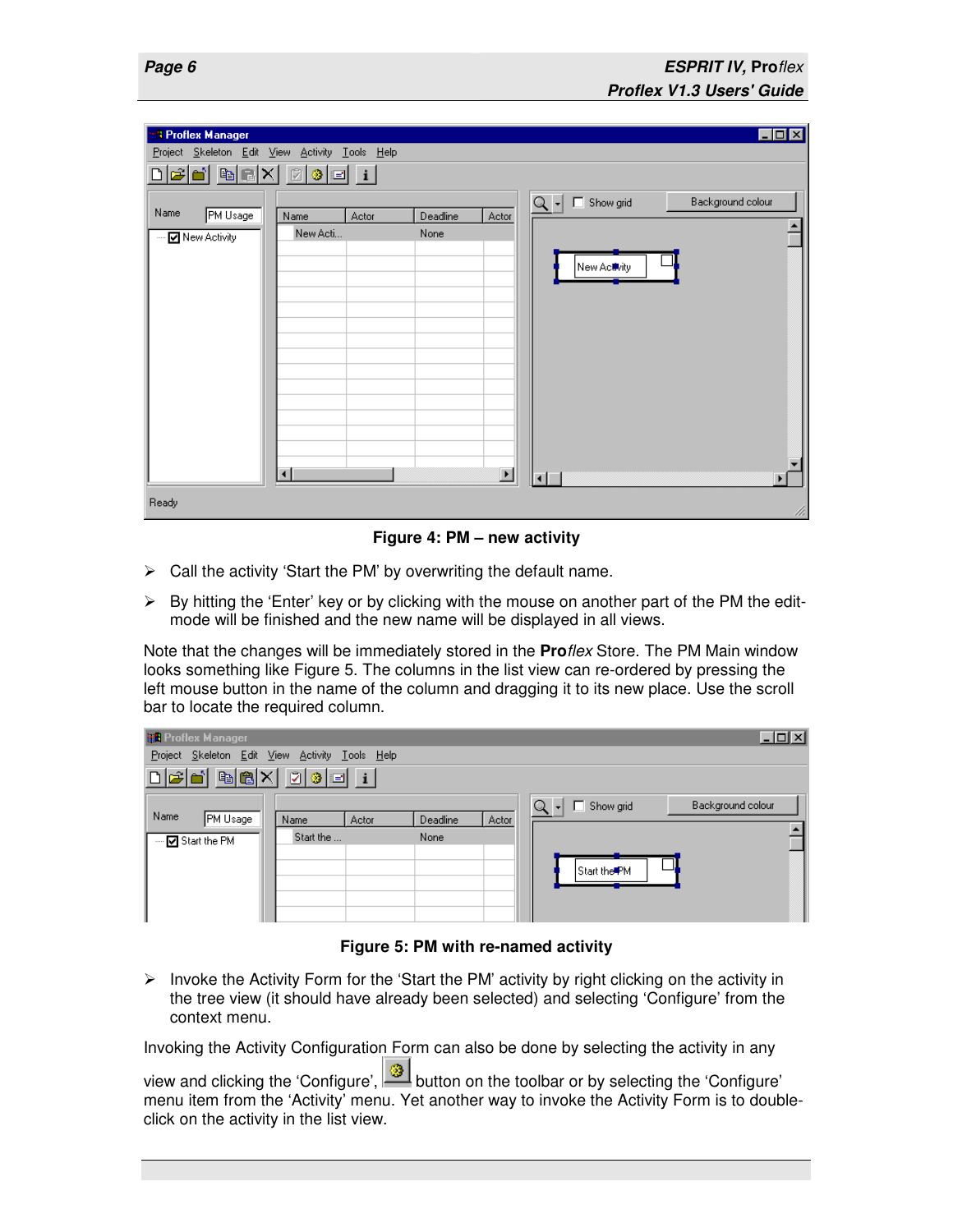**Figure 4: PM – new activity**

- Call the activity ‘Start the PM’ by overwriting the default name.
- By hitting the ‘Enter’ key or by clicking with the mouse on another part of the PM the edit-mode will be finished and the new name will be displayed in all views.

Note that the changes will be immediately stored in the **Pro***flex* Store. The PM Main window looks something like Figure 5. The columns in the list view can re-ordered by pressing the left mouse button in the name of the column and dragging it to its new place. Use the scroll bar to locate the required column.

**Figure 5: PM with re-named activity**

- Invoke the Activity Form for the ‘Start the PM’ activity by right clicking on the activity in the tree view (it should have already been selected) and selecting ‘Configure’ from the context menu.

Invoking the Activity Configuration Form can also be done by selecting the activity in any view and clicking the ‘Configure’, button on the toolbar or by selecting the ‘Configure’ menu item from the ‘Activity’ menu. Yet another way to invoke the Activity Form is to double-click on the activity in the list view.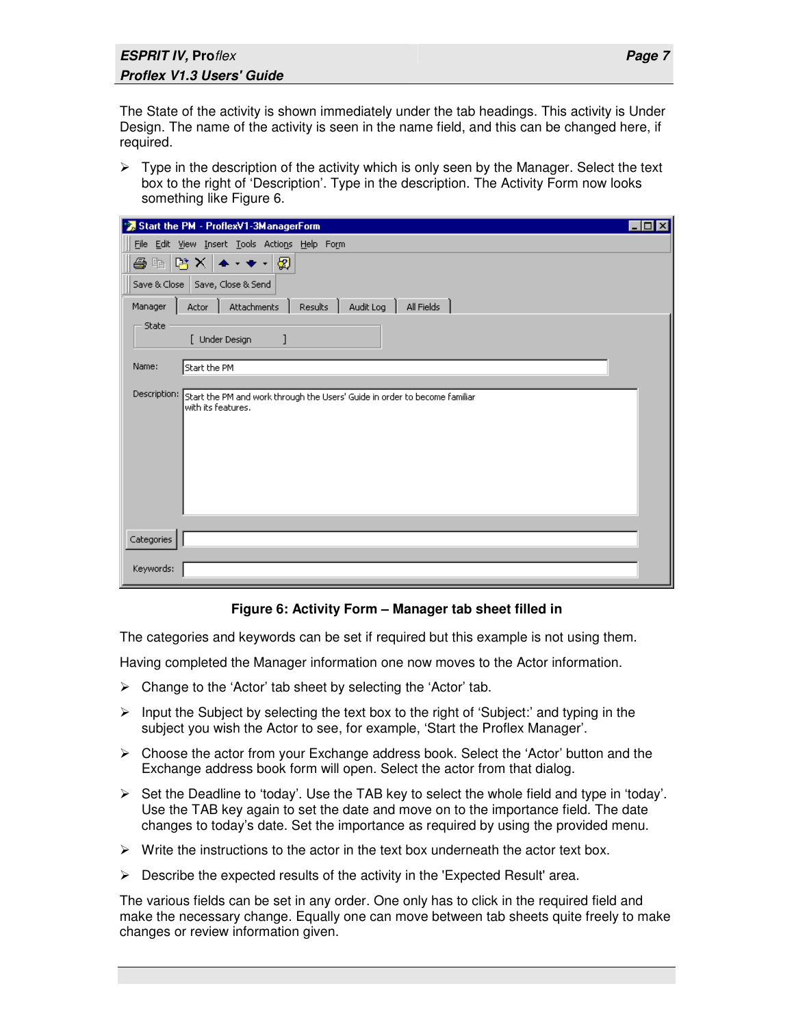The State of the activity is shown immediately under the tab headings. This activity is Under Design. The name of the activity is seen in the name field, and this can be changed here, if required.

- Type in the description of the activity which is only seen by the Manager. Select the text box to the right of 'Description'. Type in the description. The Activity Form now looks something like Figure 6.

**Figure 6: Activity Form – Manager tab sheet filled in**

The categories and keywords can be set if required but this example is not using them.

Having completed the Manager information one now moves to the Actor information.

- Change to the 'Actor' tab sheet by selecting the 'Actor' tab.
- Input the Subject by selecting the text box to the right of 'Subject:' and typing in the subject you wish the Actor to see, for example, 'Start the Proflex Manager'.
- Choose the actor from your Exchange address book. Select the 'Actor' button and the Exchange address book form will open. Select the actor from that dialog.
- Set the Deadline to 'today'. Use the TAB key to select the whole field and type in 'today'. Use the TAB key again to set the date and move on to the importance field. The date changes to today's date. Set the importance as required by using the provided menu.
- Write the instructions to the actor in the text box underneath the actor text box.
- Describe the expected results of the activity in the 'Expected Result' area.

The various fields can be set in any order. One only has to click in the required field and make the necessary change. Equally one can move between tab sheets quite freely to make changes or review information given.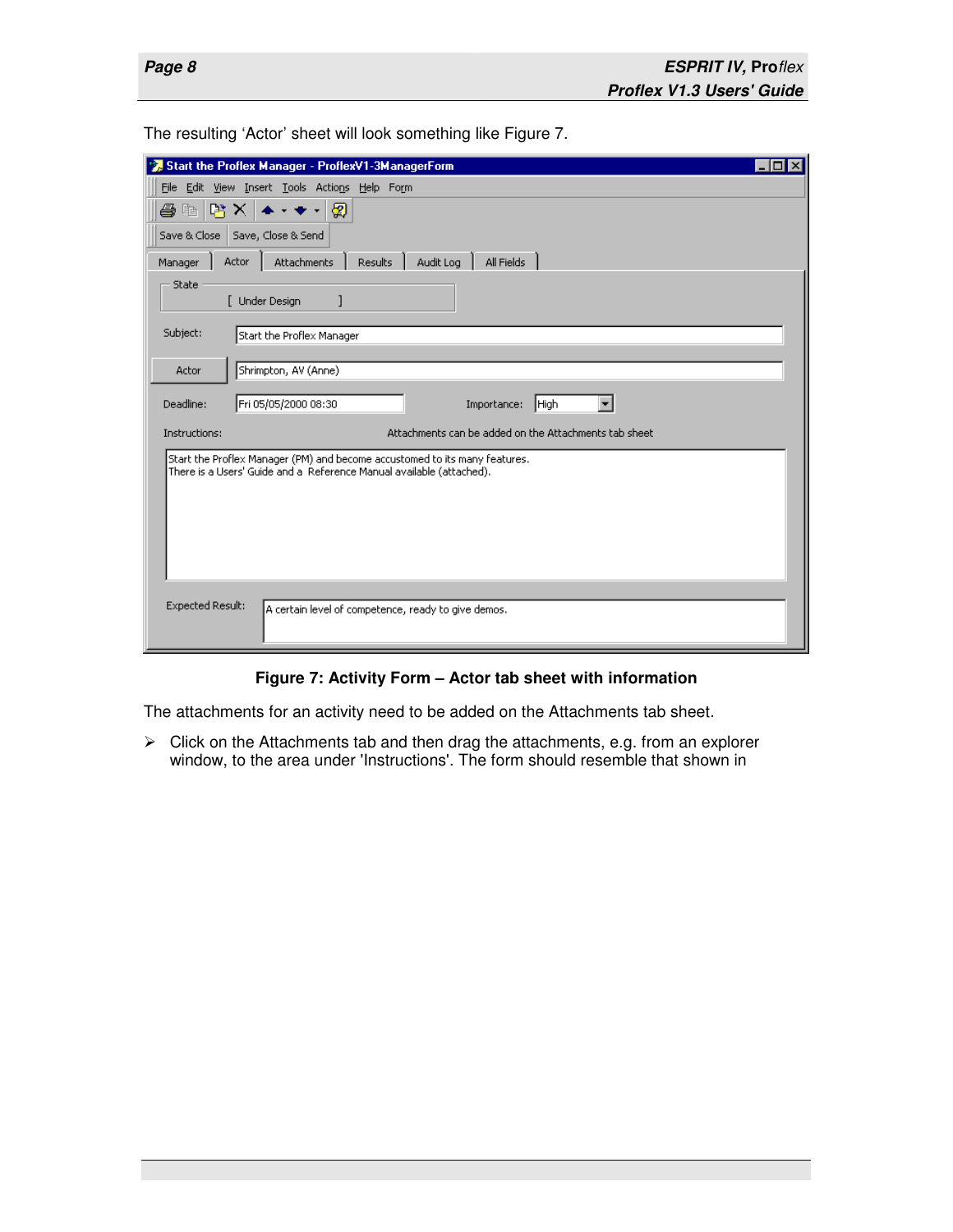The resulting 'Actor' sheet will look something like Figure 7.

**Figure 7: Activity Form – Actor tab sheet with information**

The attachments for an activity need to be added on the Attachments tab sheet.

- Click on the Attachments tab and then drag the attachments, e.g. from an explorer window, to the area under 'Instructions'. The form should resemble that shown in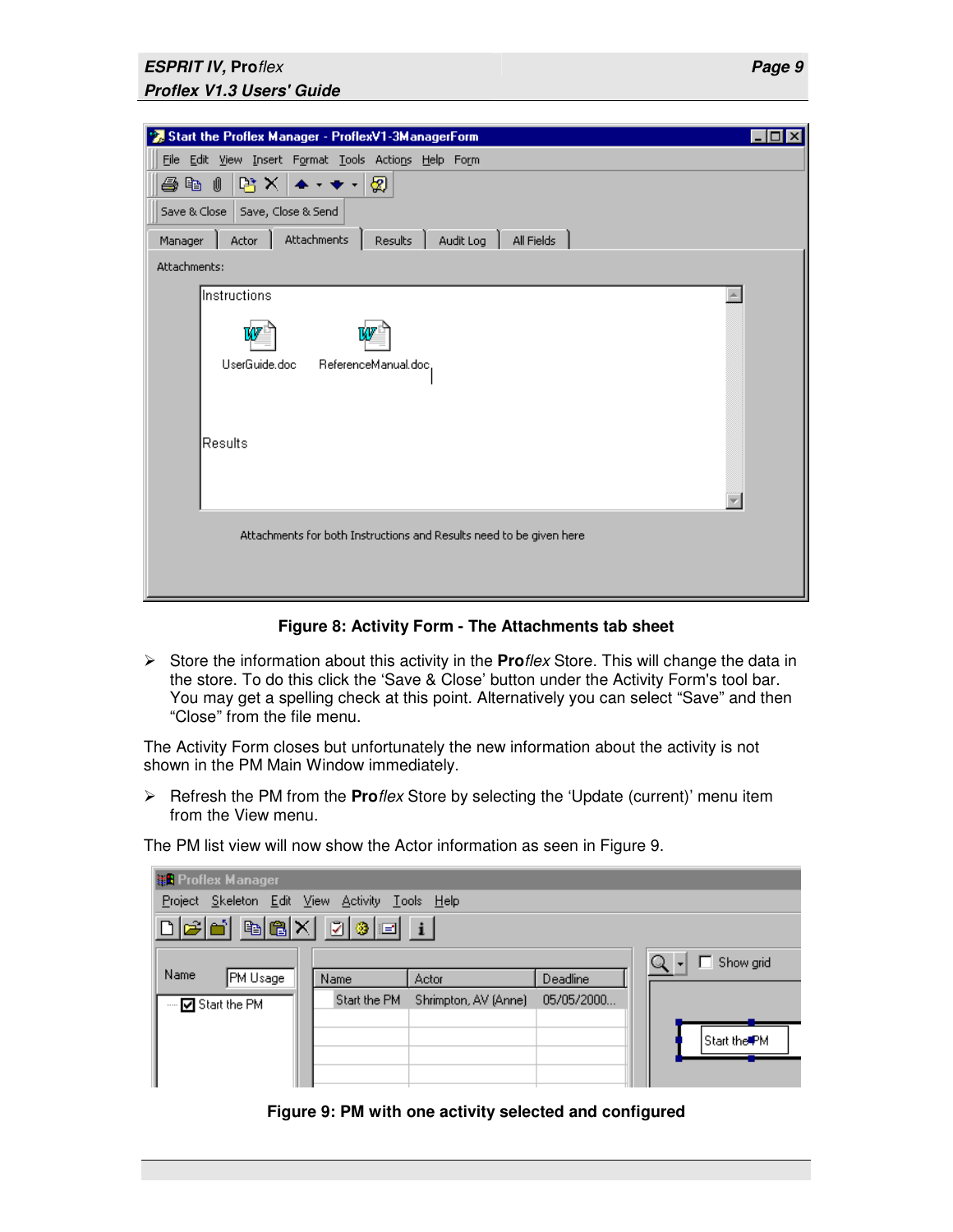**Figure 8: Activity Form - The Attachments tab sheet**

- Store the information about this activity in the **Pro***flex* Store. This will change the data in the store. To do this click the 'Save & Close' button under the Activity Form's tool bar. You may get a spelling check at this point. Alternatively you can select "Save" and then "Close" from the file menu.

The Activity Form closes but unfortunately the new information about the activity is not shown in the PM Main Window immediately.

- Refresh the PM from the **Pro***flex* Store by selecting the 'Update (current)' menu item from the View menu.

The PM list view will now show the Actor information as seen in Figure 9.

**Figure 9: PM with one activity selected and configured**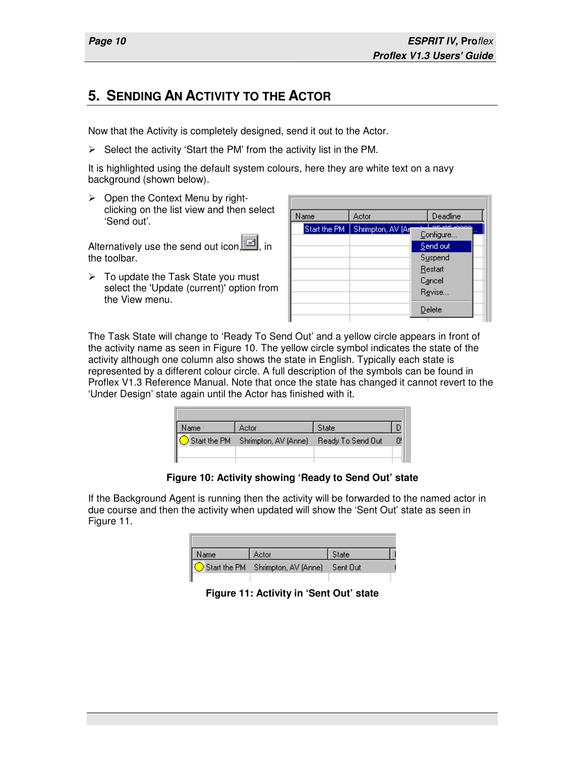## 5. Sending An Activity to the Actor

Now that the Activity is completely designed, send it out to the Actor.

- Select the activity 'Start the PM' from the activity list in the PM.

It is highlighted using the default system colours, here they are white text on a navy background (shown below).

- Open the Context Menu by right-clicking on the list view and then select 'Send out'.

Alternatively use the send out icon, in the toolbar.

- To update the Task State you must select the 'Update (current)' option from the View menu.

The Task State will change to 'Ready To Send Out' and a yellow circle appears in front of the activity name as seen in Figure 10. The yellow circle symbol indicates the state of the activity although one column also shows the state in English. Typically each state is represented by a different colour circle. A full description of the symbols can be found in Proflex V1.3 Reference Manual. Note that once the state has changed it cannot revert to the 'Under Design' state again until the Actor has finished with it.

**Figure 10: Activity showing 'Ready to Send Out' state**

If the Background Agent is running then the activity will be forwarded to the named actor in due course and then the activity when updated will show the 'Sent Out' state as seen in Figure 11.

**Figure 11: Activity in 'Sent Out' state**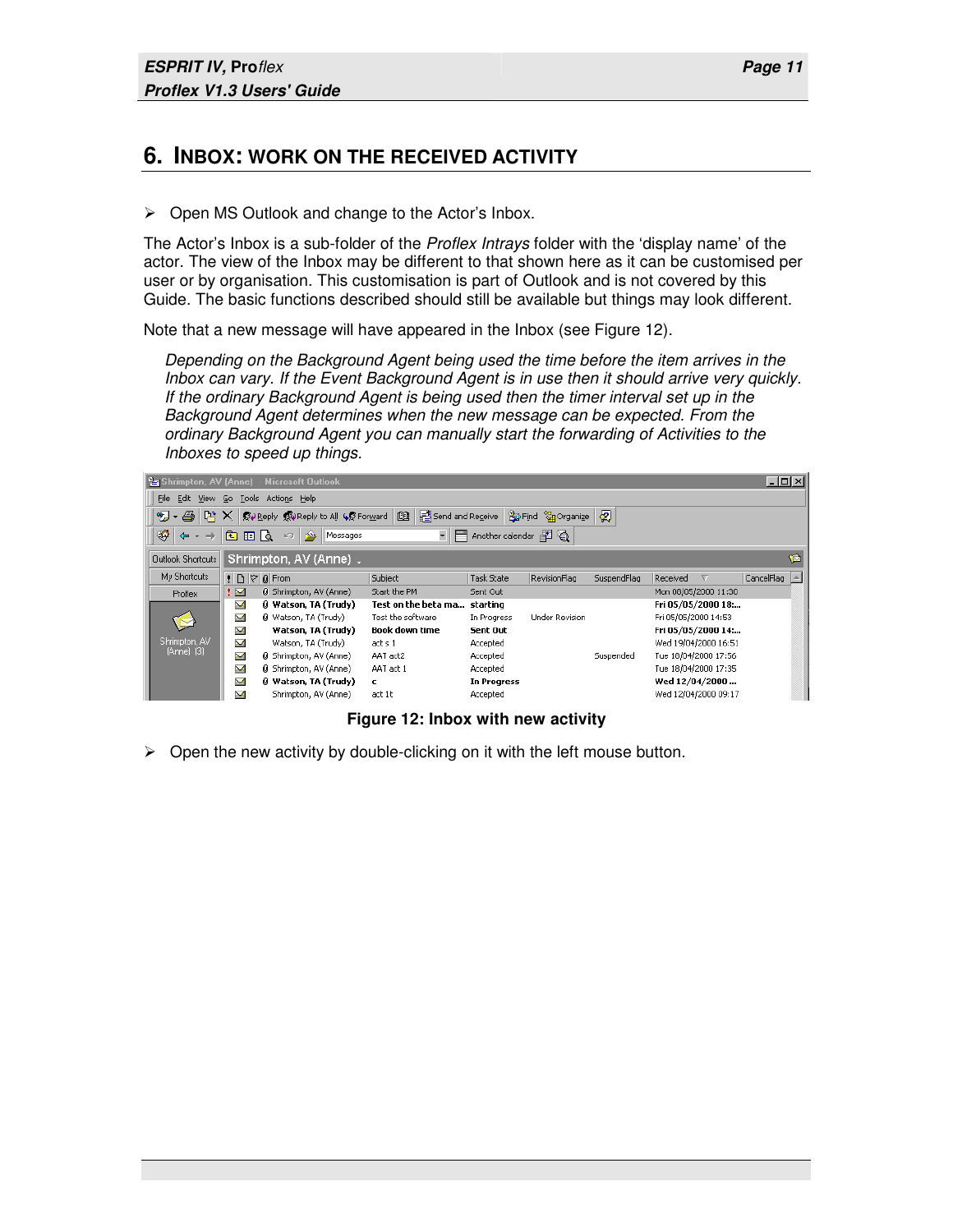# 6. INBOX: WORK ON THE RECEIVED ACTIVITY

➢ Open MS Outlook and change to the Actor's Inbox.

The Actor's Inbox is a sub-folder of the *Proflex Intrays* folder with the 'display name' of the actor. The view of the Inbox may be different to that shown here as it can be customised per user or by organisation. This customisation is part of Outlook and is not covered by this Guide. The basic functions described should still be available but things may look different.

Note that a new message will have appeared in the Inbox (see Figure 12).

*Depending on the Background Agent being used the time before the item arrives in the Inbox can vary. If the Event Background Agent is in use then it should arrive very quickly. If the ordinary Background Agent is being used then the timer interval set up in the Background Agent determines when the new message can be expected. From the ordinary Background Agent you can manually start the forwarding of Activities to the Inboxes to speed up things.*

**Figure 12: Inbox with new activity**

➢ Open the new activity by double-clicking on it with the left mouse button.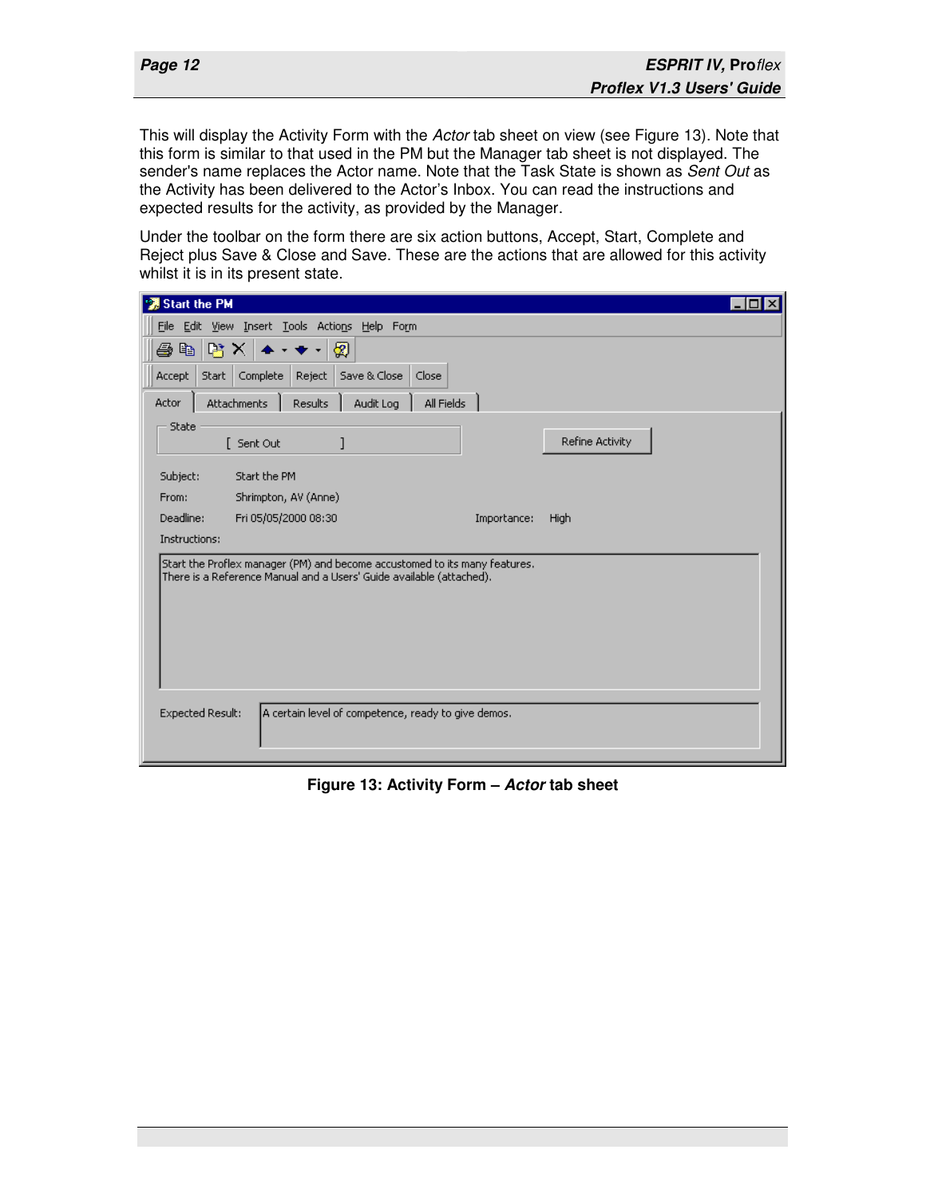This will display the Activity Form with the *Actor* tab sheet on view (see Figure 13). Note that this form is similar to that used in the PM but the Manager tab sheet is not displayed. The sender's name replaces the Actor name. Note that the Task State is shown as *Sent Out* as the Activity has been delivered to the Actor's Inbox. You can read the instructions and expected results for the activity, as provided by the Manager.

Under the toolbar on the form there are six action buttons, Accept, Start, Complete and Reject plus Save & Close and Save. These are the actions that are allowed for this activity whilst it is in its present state.

**Figure 13: Activity Form – *Actor* tab sheet**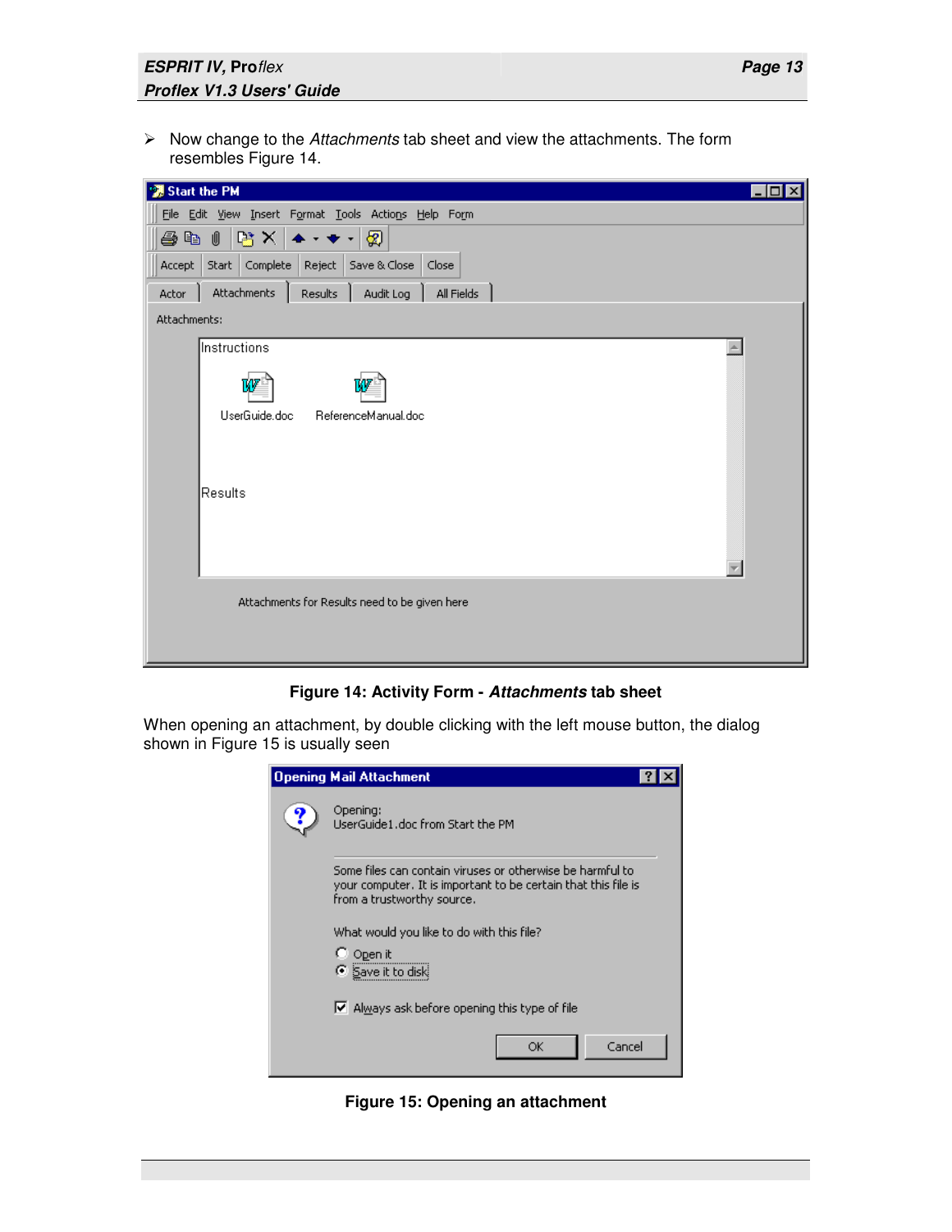- Now change to the *Attachments* tab sheet and view the attachments. The form resembles Figure 14.

**Figure 14: Activity Form - *Attachments* tab sheet**

When opening an attachment, by double clicking with the left mouse button, the dialog shown in Figure 15 is usually seen

**Figure 15: Opening an attachment**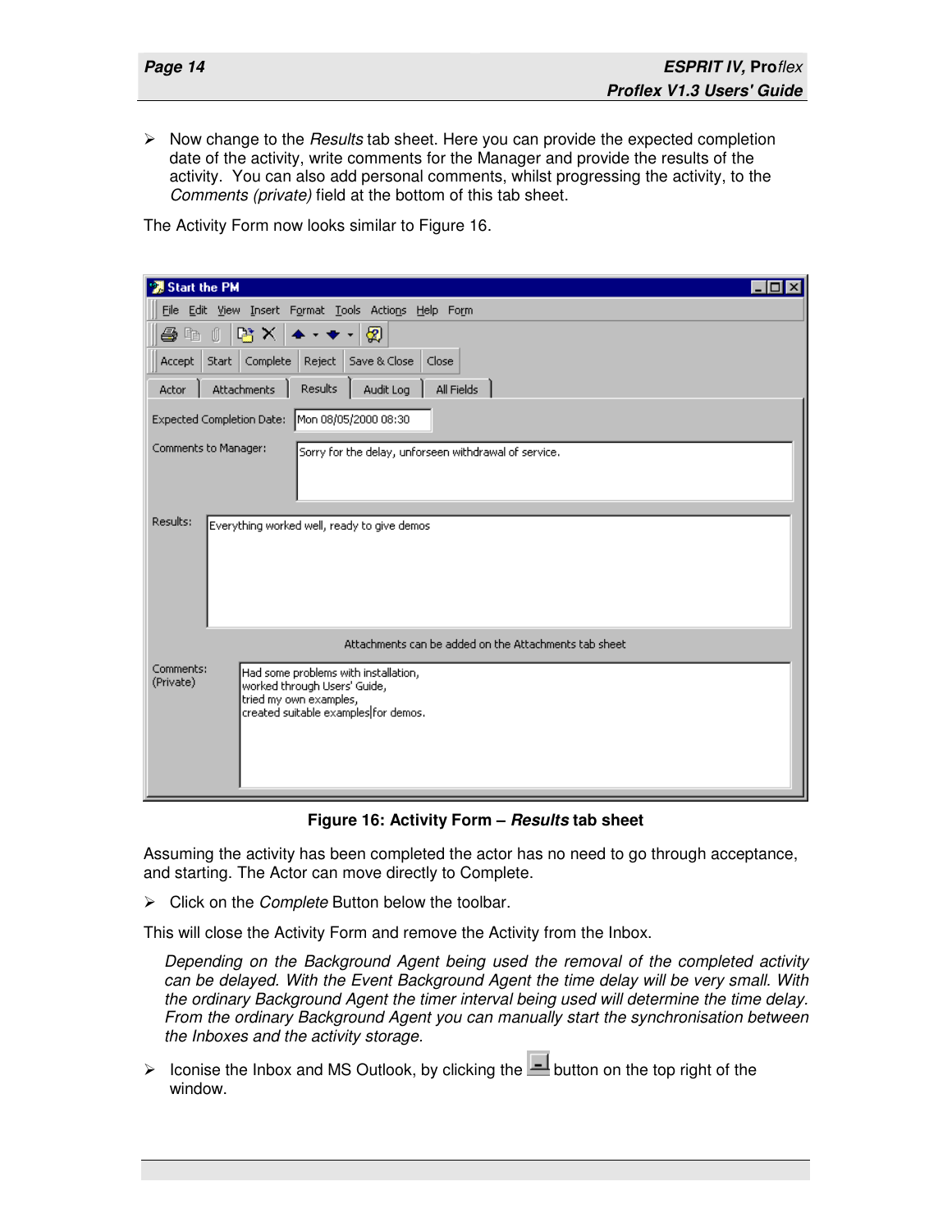- Now change to the *Results* tab sheet. Here you can provide the expected completion date of the activity, write comments for the Manager and provide the results of the activity. You can also add personal comments, whilst progressing the activity, to the *Comments (private)* field at the bottom of this tab sheet.

The Activity Form now looks similar to Figure 16.

**Figure 16: Activity Form – *Results* tab sheet**

Assuming the activity has been completed the actor has no need to go through acceptance, and starting. The Actor can move directly to Complete.

- Click on the *Complete* Button below the toolbar.

This will close the Activity Form and remove the Activity from the Inbox.

> *Depending on the Background Agent being used the removal of the completed activity can be delayed. With the Event Background Agent the time delay will be very small. With the ordinary Background Agent the timer interval being used will determine the time delay. From the ordinary Background Agent you can manually start the synchronisation between the Inboxes and the activity storage.*

- Iconise the Inbox and MS Outlook, by clicking the button on the top right of the window.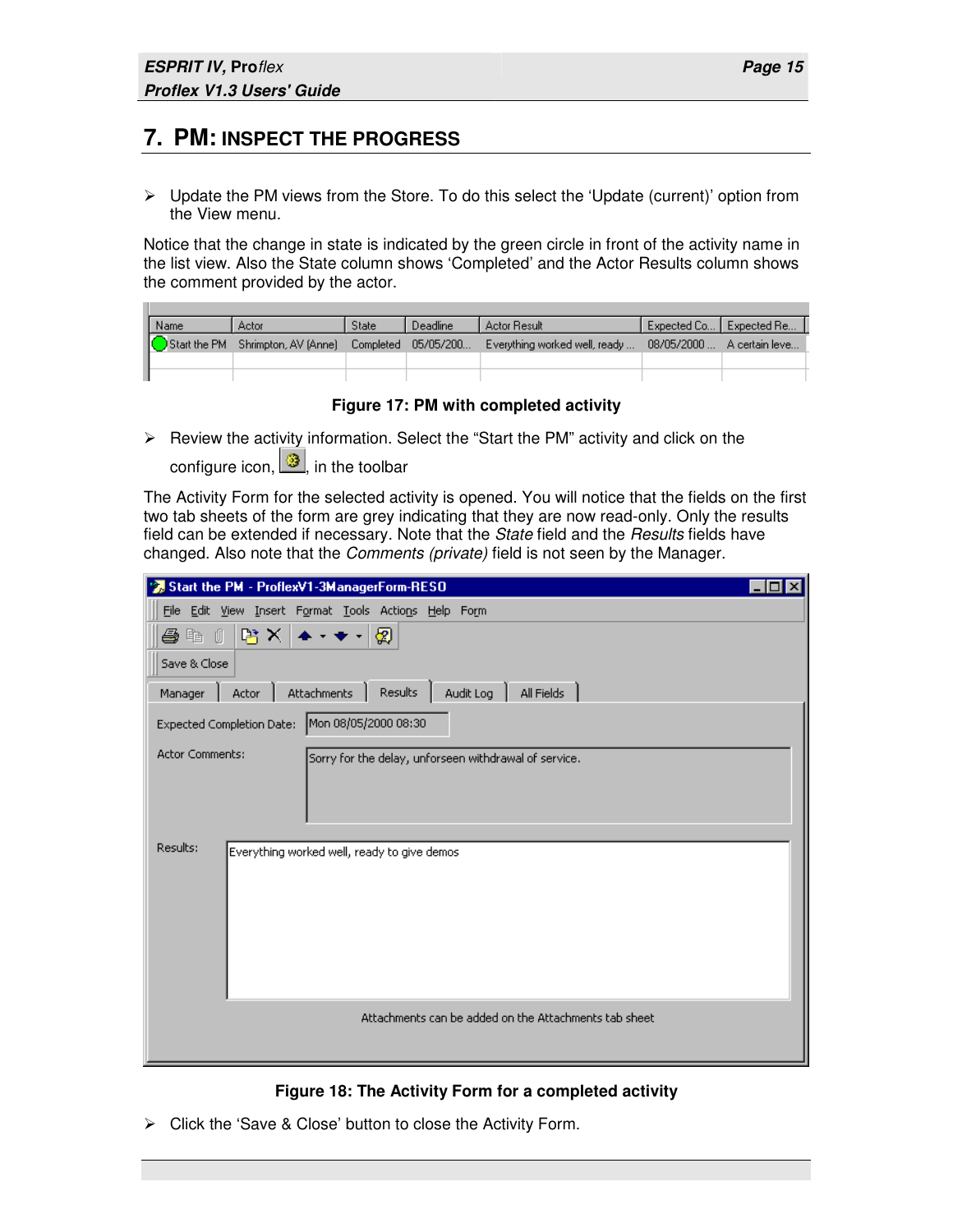# 7. PM: INSPECT THE PROGRESS

- Update the PM views from the Store. To do this select the 'Update (current)' option from the View menu.

Notice that the change in state is indicated by the green circle in front of the activity name in the list view. Also the State column shows 'Completed' and the Actor Results column shows the comment provided by the actor.

| Name | Actor | State | Deadline | Actor Result | Expected Co... | Expected Re... |
|---|---|---|---|---|---|---|
| Start the PM | Shrimpton, AV (Anne) | Completed | 05/05/200... | Everything worked well, ready ... | 08/05/2000 ... | A certain leve... |

**Figure 17: PM with completed activity**

- Review the activity information. Select the "Start the PM" activity and click on the configure icon, , in the toolbar

The Activity Form for the selected activity is opened. You will notice that the fields on the first two tab sheets of the form are grey indicating that they are now read-only. Only the results field can be extended if necessary. Note that the *State* field and the *Results* fields have changed. Also note that the *Comments (private)* field is not seen by the Manager.

**Figure 18: The Activity Form for a completed activity**

- Click the 'Save & Close' button to close the Activity Form.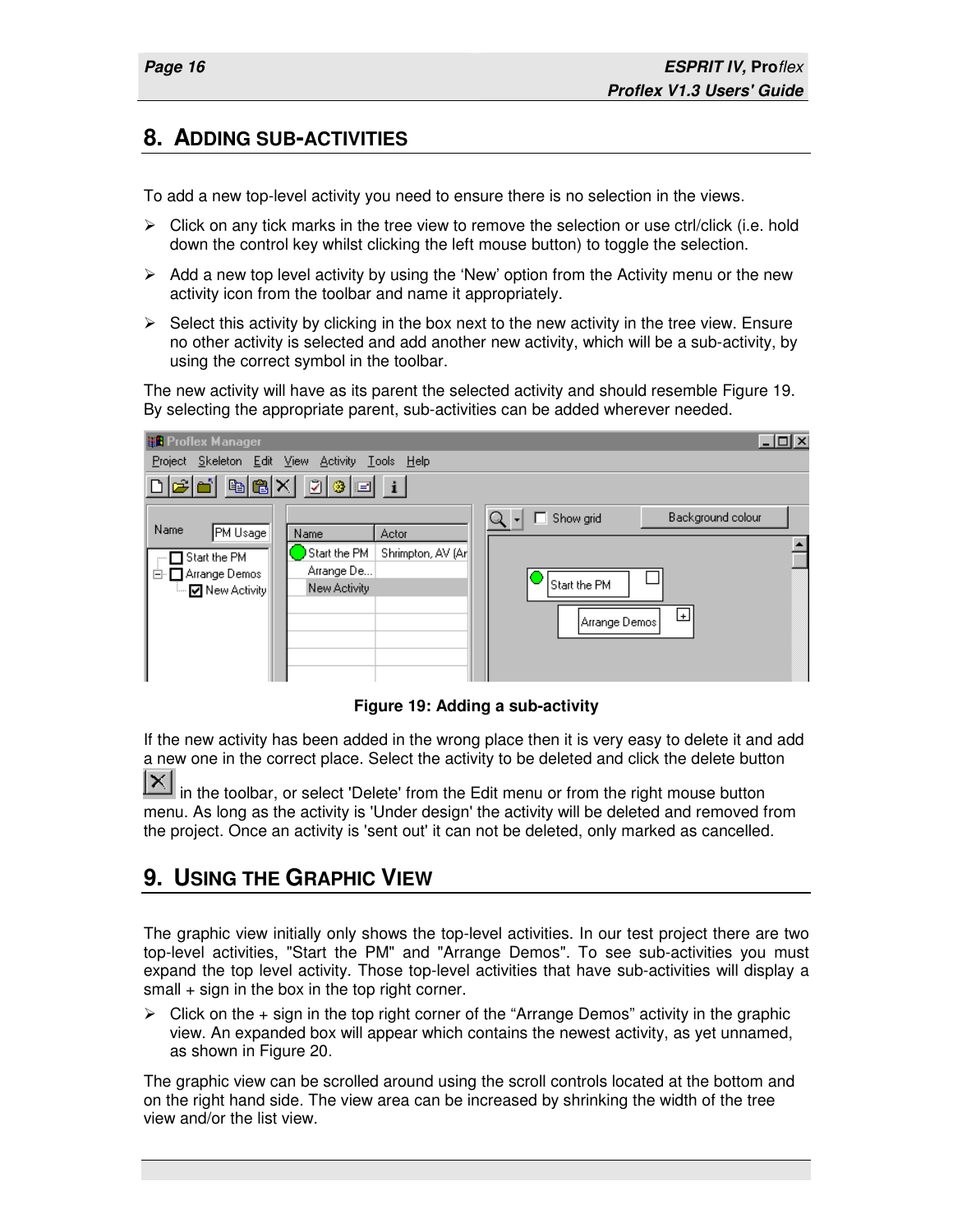## 8. ADDING SUB-ACTIVITIES

To add a new top-level activity you need to ensure there is no selection in the views.

- Click on any tick marks in the tree view to remove the selection or use ctrl/click (i.e. hold down the control key whilst clicking the left mouse button) to toggle the selection.
- Add a new top level activity by using the 'New' option from the Activity menu or the new activity icon from the toolbar and name it appropriately.
- Select this activity by clicking in the box next to the new activity in the tree view. Ensure no other activity is selected and add another new activity, which will be a sub-activity, by using the correct symbol in the toolbar.

The new activity will have as its parent the selected activity and should resemble Figure 19. By selecting the appropriate parent, sub-activities can be added wherever needed.

**Figure 19: Adding a sub-activity**

If the new activity has been added in the wrong place then it is very easy to delete it and add a new one in the correct place. Select the activity to be deleted and click the delete button in the toolbar, or select 'Delete' from the Edit menu or from the right mouse button menu. As long as the activity is 'Under design' the activity will be deleted and removed from the project. Once an activity is 'sent out' it can not be deleted, only marked as cancelled.

## 9. USING THE GRAPHIC VIEW

The graphic view initially only shows the top-level activities. In our test project there are two top-level activities, "Start the PM" and "Arrange Demos". To see sub-activities you must expand the top level activity. Those top-level activities that have sub-activities will display a small + sign in the box in the top right corner.

- Click on the + sign in the top right corner of the "Arrange Demos" activity in the graphic view. An expanded box will appear which contains the newest activity, as yet unnamed, as shown in Figure 20.

The graphic view can be scrolled around using the scroll controls located at the bottom and on the right hand side. The view area can be increased by shrinking the width of the tree view and/or the list view.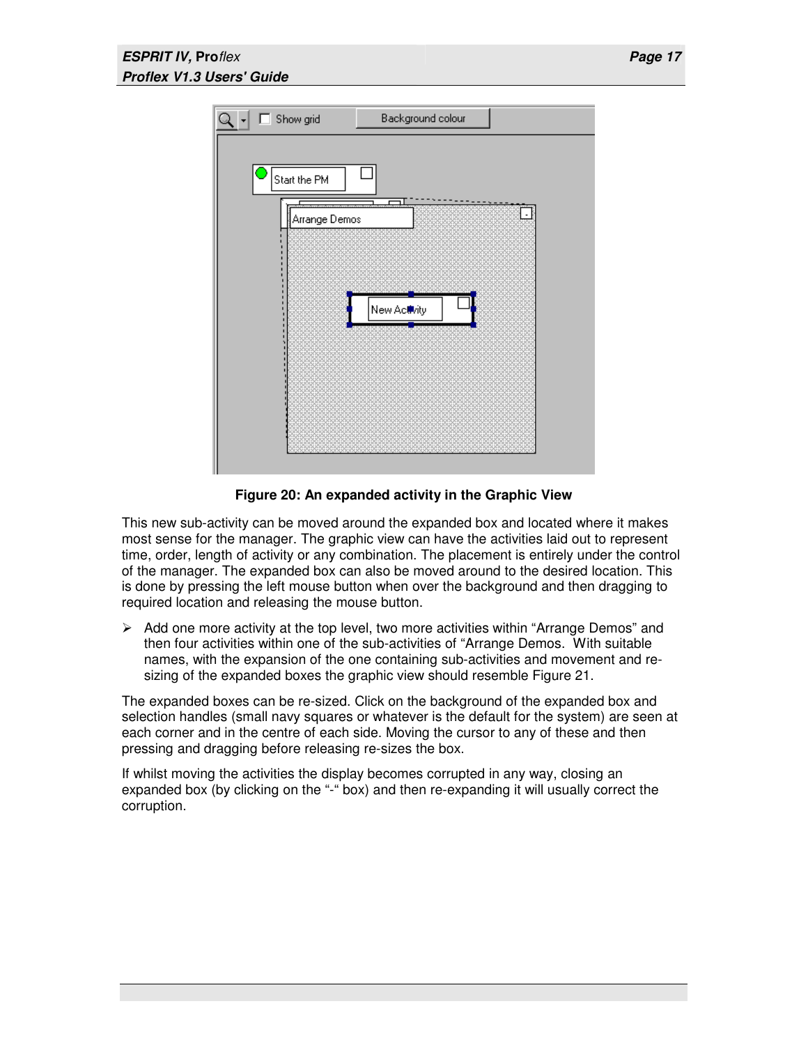Figure 20: An expanded activity in the Graphic View

This new sub-activity can be moved around the expanded box and located where it makes most sense for the manager. The graphic view can have the activities laid out to represent time, order, length of activity or any combination. The placement is entirely under the control of the manager. The expanded box can also be moved around to the desired location. This is done by pressing the left mouse button when over the background and then dragging to required location and releasing the mouse button.

- Add one more activity at the top level, two more activities within “Arrange Demos” and then four activities within one of the sub-activities of “Arrange Demos. With suitable names, with the expansion of the one containing sub-activities and movement and re-sizing of the expanded boxes the graphic view should resemble Figure 21.

The expanded boxes can be re-sized. Click on the background of the expanded box and selection handles (small navy squares or whatever is the default for the system) are seen at each corner and in the centre of each side. Moving the cursor to any of these and then pressing and dragging before releasing re-sizes the box.

If whilst moving the activities the display becomes corrupted in any way, closing an expanded box (by clicking on the “-“ box) and then re-expanding it will usually correct the corruption.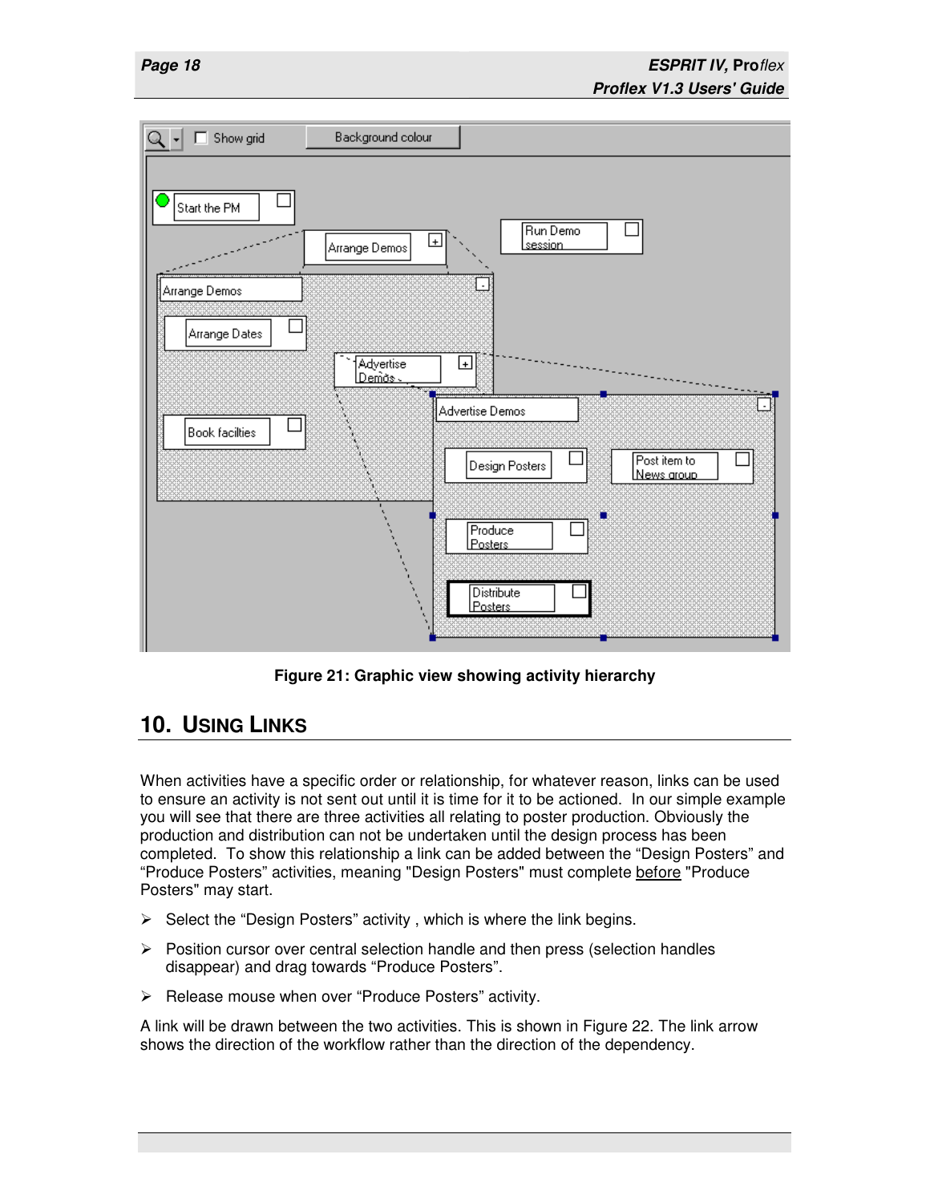Figure 21: Graphic view showing activity hierarchy

## 10. USING LINKS

When activities have a specific order or relationship, for whatever reason, links can be used to ensure an activity is not sent out until it is time for it to be actioned. In our simple example you will see that there are three activities all relating to poster production. Obviously the production and distribution can not be undertaken until the design process has been completed. To show this relationship a link can be added between the "Design Posters" and "Produce Posters" activities, meaning "Design Posters" must complete before "Produce Posters" may start.

- Select the "Design Posters" activity , which is where the link begins.
- Position cursor over central selection handle and then press (selection handles disappear) and drag towards "Produce Posters".
- Release mouse when over "Produce Posters" activity.

A link will be drawn between the two activities. This is shown in Figure 22. The link arrow shows the direction of the workflow rather than the direction of the dependency.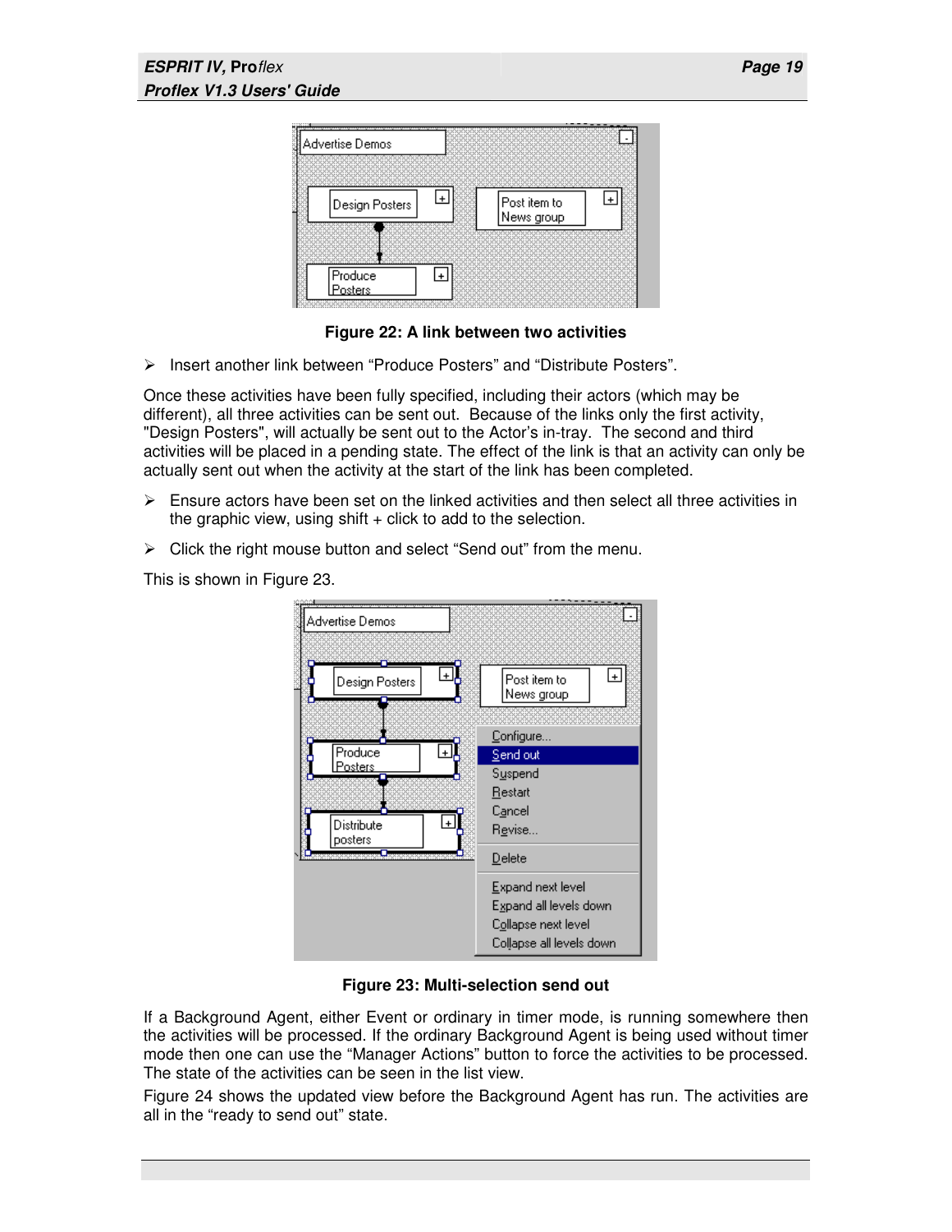**Figure 22: A link between two activities**

- Insert another link between “Produce Posters” and “Distribute Posters”.

Once these activities have been fully specified, including their actors (which may be different), all three activities can be sent out. Because of the links only the first activity, "Design Posters", will actually be sent out to the Actor’s in-tray. The second and third activities will be placed in a pending state. The effect of the link is that an activity can only be actually sent out when the activity at the start of the link has been completed.

- Ensure actors have been set on the linked activities and then select all three activities in the graphic view, using shift + click to add to the selection.
- Click the right mouse button and select “Send out” from the menu.

This is shown in Figure 23.

**Figure 23: Multi-selection send out**

If a Background Agent, either Event or ordinary in timer mode, is running somewhere then the activities will be processed. If the ordinary Background Agent is being used without timer mode then one can use the “Manager Actions” button to force the activities to be processed. The state of the activities can be seen in the list view.

Figure 24 shows the updated view before the Background Agent has run. The activities are all in the “ready to send out” state.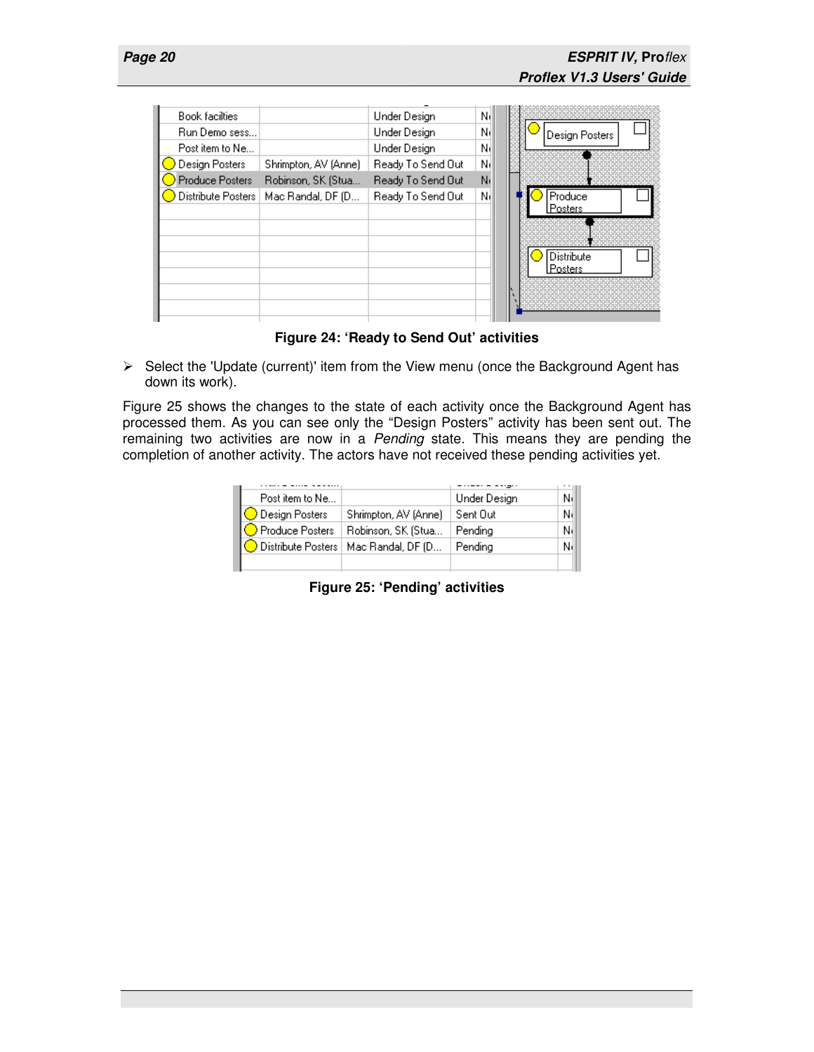Figure 24: ‘Ready to Send Out’ activities

- Select the 'Update (current)' item from the View menu (once the Background Agent has down its work).

Figure 25 shows the changes to the state of each activity once the Background Agent has processed them. As you can see only the “Design Posters” activity has been sent out. The remaining two activities are now in a *Pending* state. This means they are pending the completion of another activity. The actors have not received these pending activities yet.

Figure 25: ‘Pending’ activities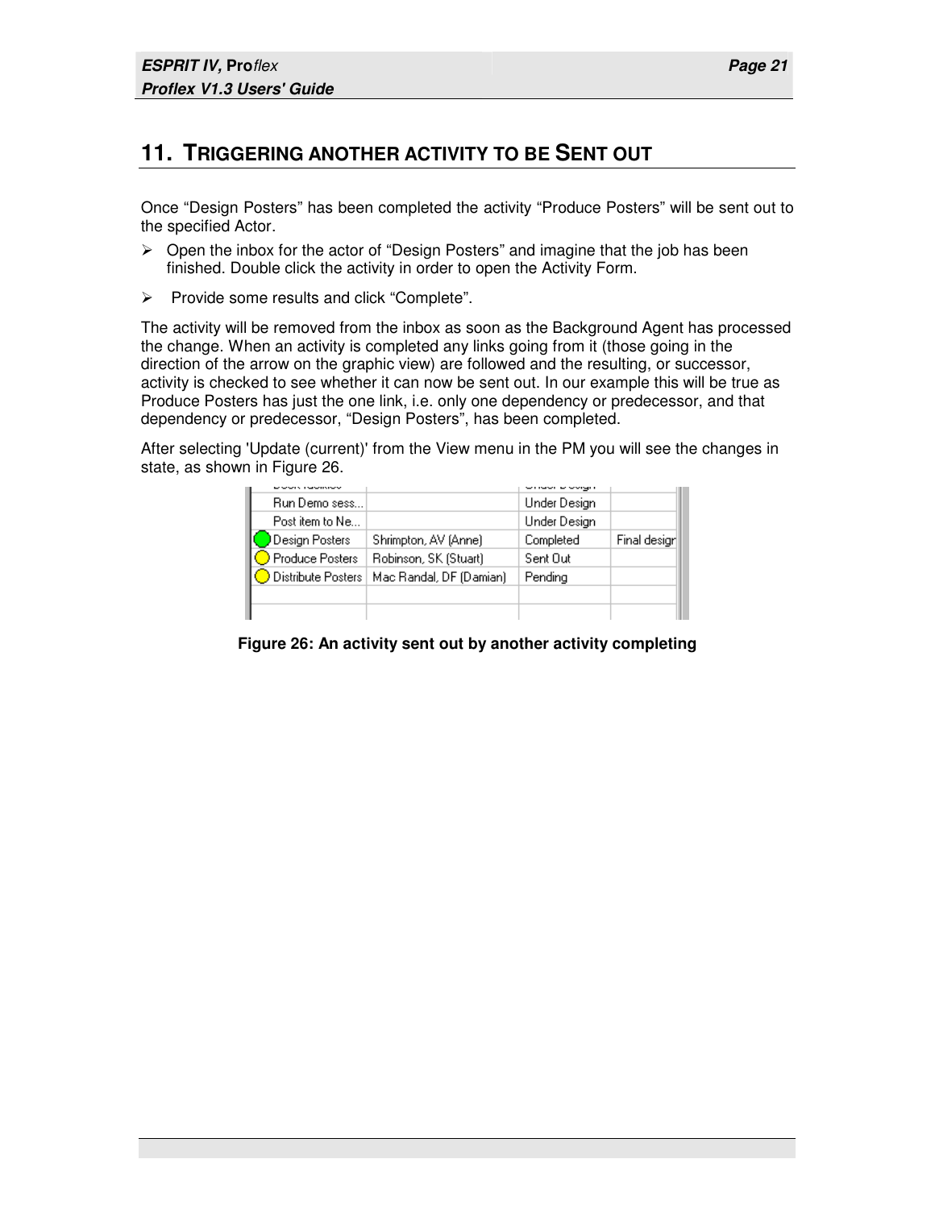# 11. TRIGGERING ANOTHER ACTIVITY TO BE SENT OUT

Once “Design Posters” has been completed the activity “Produce Posters” will be sent out to the specified Actor.

- Open the inbox for the actor of “Design Posters” and imagine that the job has been finished. Double click the activity in order to open the Activity Form.
- Provide some results and click “Complete”.

The activity will be removed from the inbox as soon as the Background Agent has processed the change. When an activity is completed any links going from it (those going in the direction of the arrow on the graphic view) are followed and the resulting, or successor, activity is checked to see whether it can now be sent out. In our example this will be true as Produce Posters has just the one link, i.e. only one dependency or predecessor, and that dependency or predecessor, “Design Posters”, has been completed.

After selecting 'Update (current)' from the View menu in the PM you will see the changes in state, as shown in Figure 26.

| | | | |
|---|---|---|---|
| Run Demo sess... | | Under Design | |
| Post item to Ne... | | Under Design | |
| Design Posters | Shrimpton, AV (Anne) | Completed | Final design |
| Produce Posters | Robinson, SK (Stuart) | Sent Out | |
| Distribute Posters | Mac Randal, DF (Damian) | Pending | |

**Figure 26: An activity sent out by another activity completing**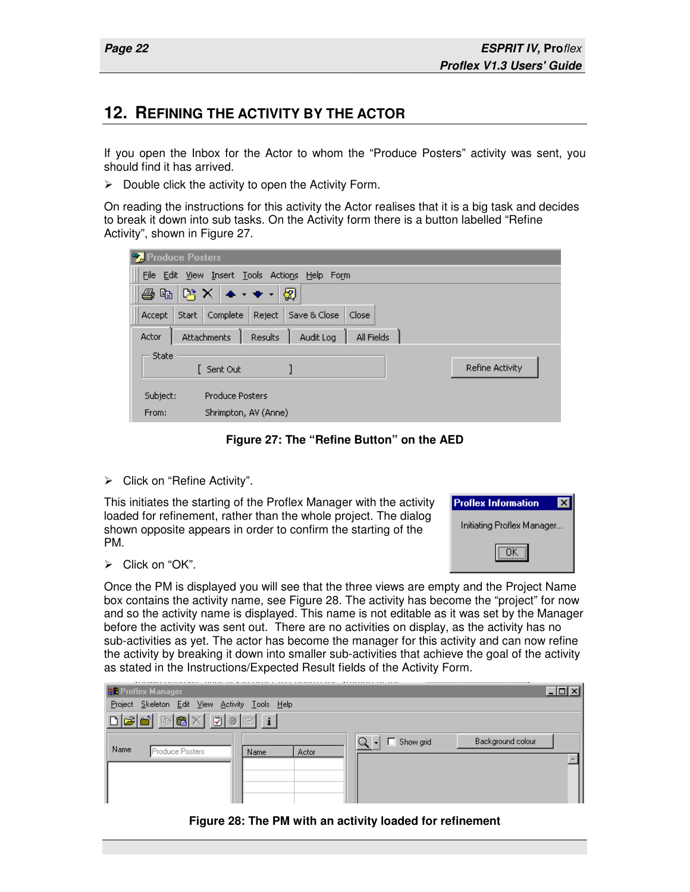## 12. REFINING THE ACTIVITY BY THE ACTOR

If you open the Inbox for the Actor to whom the "Produce Posters" activity was sent, you should find it has arrived.

- Double click the activity to open the Activity Form.

On reading the instructions for this activity the Actor realises that it is a big task and decides to break it down into sub tasks. On the Activity form there is a button labelled "Refine Activity", shown in Figure 27.

**Figure 27: The "Refine Button" on the AED**

- Click on "Refine Activity".

This initiates the starting of the Proflex Manager with the activity loaded for refinement, rather than the whole project. The dialog shown opposite appears in order to confirm the starting of the PM.

- Click on "OK".

Once the PM is displayed you will see that the three views are empty and the Project Name box contains the activity name, see Figure 28. The activity has become the "project" for now and so the activity name is displayed. This name is not editable as it was set by the Manager before the activity was sent out. There are no activities on display, as the activity has no sub-activities as yet. The actor has become the manager for this activity and can now refine the activity by breaking it down into smaller sub-activities that achieve the goal of the activity as stated in the Instructions/Expected Result fields of the Activity Form.

**Figure 28: The PM with an activity loaded for refinement**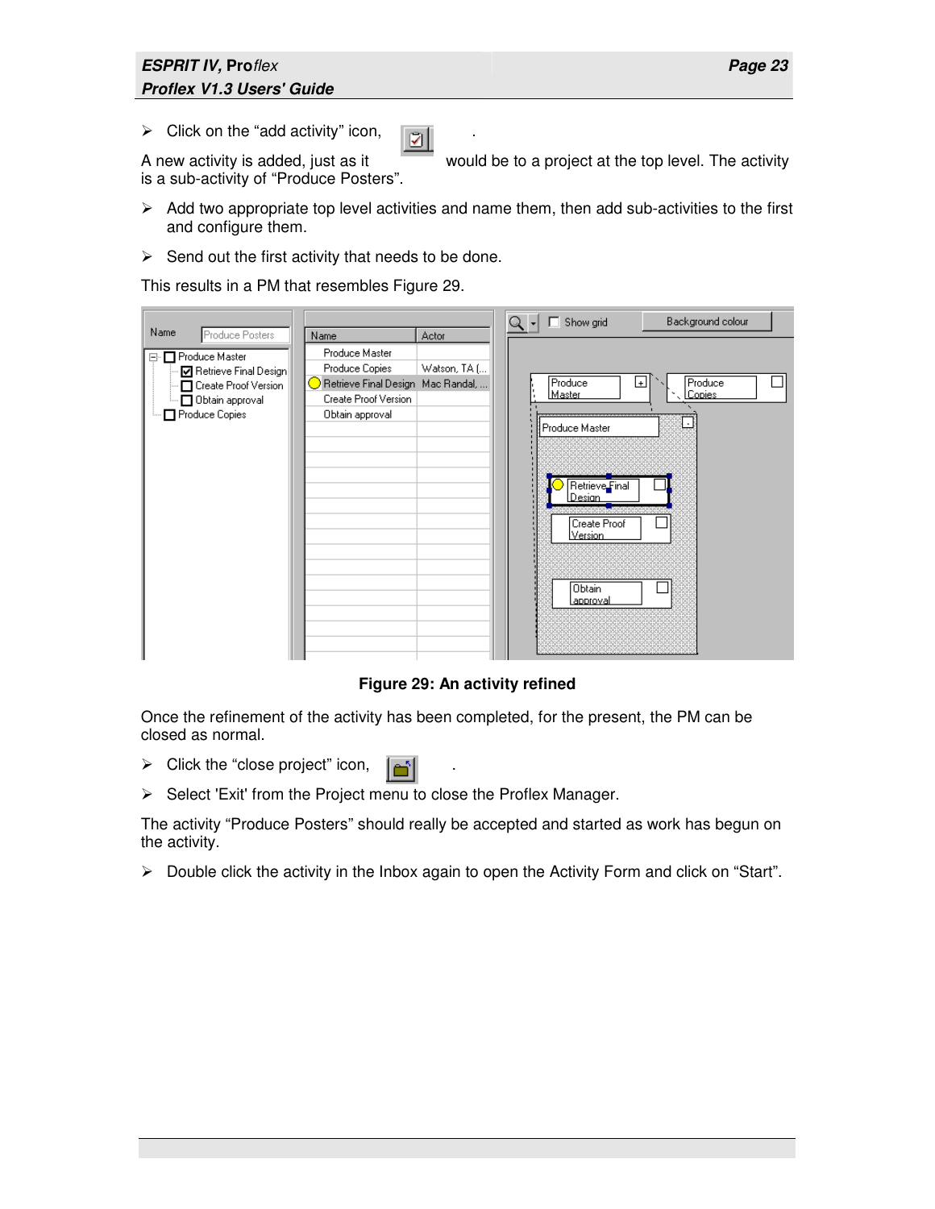- Click on the "add activity" icon, .

A new activity is added, just as it would be to a project at the top level. The activity is a sub-activity of "Produce Posters".

- Add two appropriate top level activities and name them, then add sub-activities to the first and configure them.
- Send out the first activity that needs to be done.

This results in a PM that resembles Figure 29.

**Figure 29: An activity refined**

Once the refinement of the activity has been completed, for the present, the PM can be closed as normal.

- Click the "close project" icon, .
- Select 'Exit' from the Project menu to close the Proflex Manager.

The activity "Produce Posters" should really be accepted and started as work has begun on the activity.

- Double click the activity in the Inbox again to open the Activity Form and click on "Start".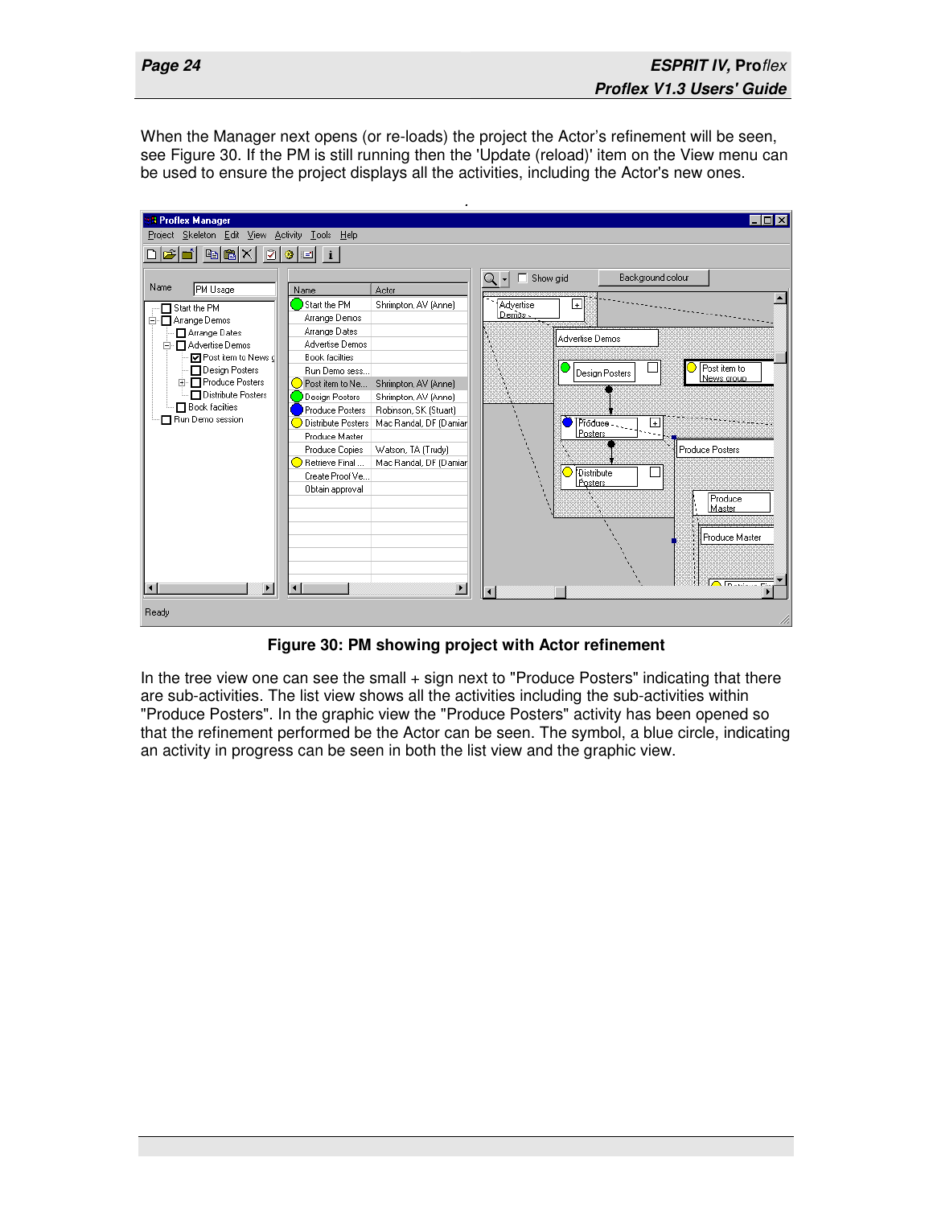When the Manager next opens (or re-loads) the project the Actor's refinement will be seen, see Figure 30. If the PM is still running then the 'Update (reload)' item on the View menu can be used to ensure the project displays all the activities, including the Actor's new ones.

**Figure 30: PM showing project with Actor refinement**

In the tree view one can see the small + sign next to "Produce Posters" indicating that there are sub-activities. The list view shows all the activities including the sub-activities within "Produce Posters". In the graphic view the "Produce Posters" activity has been opened so that the refinement performed be the Actor can be seen. The symbol, a blue circle, indicating an activity in progress can be seen in both the list view and the graphic view.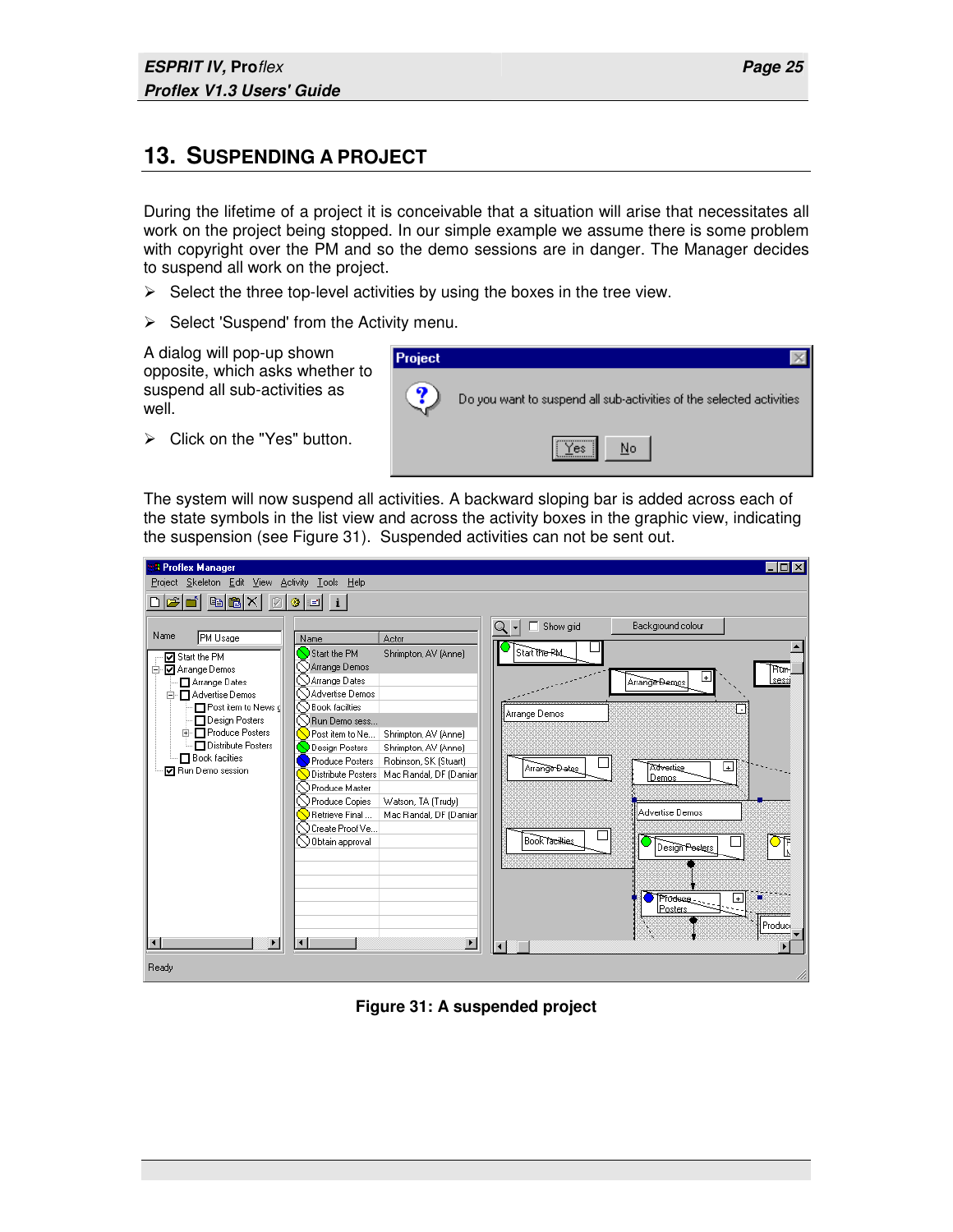# 13. SUSPENDING A PROJECT

During the lifetime of a project it is conceivable that a situation will arise that necessitates all work on the project being stopped. In our simple example we assume there is some problem with copyright over the PM and so the demo sessions are in danger. The Manager decides to suspend all work on the project.

- Select the three top-level activities by using the boxes in the tree view.
- Select 'Suspend' from the Activity menu.

A dialog will pop-up shown opposite, which asks whether to suspend all sub-activities as well.

- Click on the "Yes" button.

The system will now suspend all activities. A backward sloping bar is added across each of the state symbols in the list view and across the activity boxes in the graphic view, indicating the suspension (see Figure 31). Suspended activities can not be sent out.

**Figure 31: A suspended project**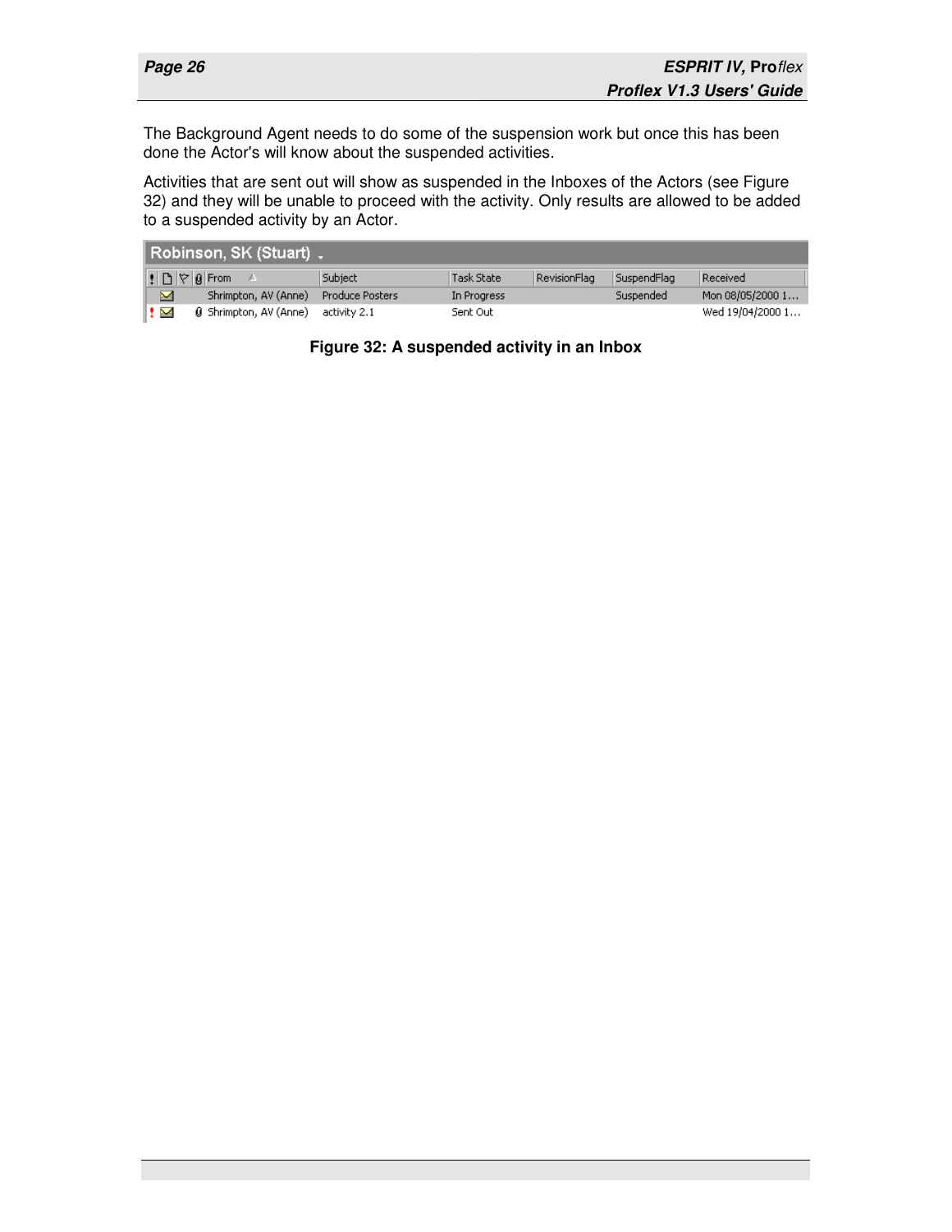The Background Agent needs to do some of the suspension work but once this has been done the Actor's will know about the suspended activities.

Activities that are sent out will show as suspended in the Inboxes of the Actors (see Figure 32) and they will be unable to proceed with the activity. Only results are allowed to be added to a suspended activity by an Actor.

Robinson, SK (Stuart)

| From | Subject | Task State | RevisionFlag | SuspendFlag | Received |
| --- | --- | --- | --- | --- | --- |
| Shrimpton, AV (Anne) | Produce Posters | In Progress | | Suspended | Mon 08/05/2000 1… |
| Shrimpton, AV (Anne) | activity 2.1 | Sent Out | | | Wed 19/04/2000 1… |

**Figure 32: A suspended activity in an Inbox**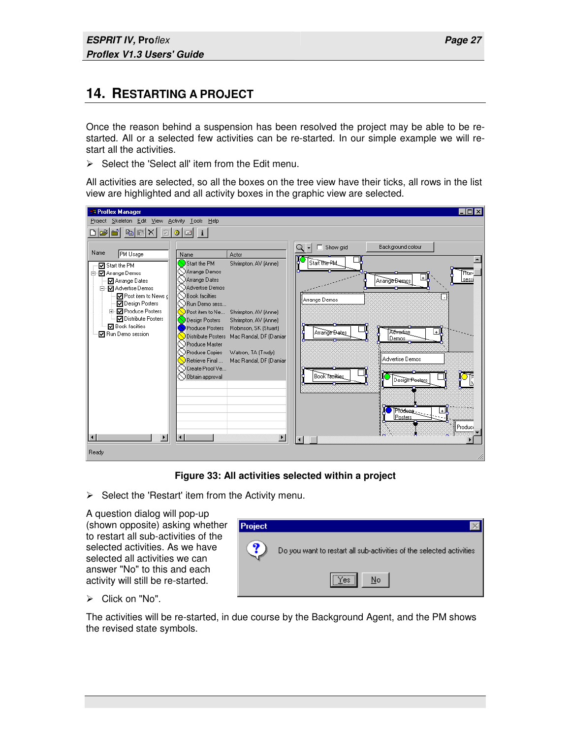## 14. RESTARTING A PROJECT

Once the reason behind a suspension has been resolved the project may be able to be re-started. All or a selected few activities can be re-started. In our simple example we will re-start all the activities.

➢ Select the 'Select all' item from the Edit menu.

All activities are selected, so all the boxes on the tree view have their ticks, all rows in the list view are highlighted and all activity boxes in the graphic view are selected.

**Figure 33: All activities selected within a project**

➢ Select the 'Restart' item from the Activity menu.

A question dialog will pop-up (shown opposite) asking whether to restart all sub-activities of the selected activities. As we have selected all activities we can answer "No" to this and each activity will still be re-started.

➢ Click on "No".

The activities will be re-started, in due course by the Background Agent, and the PM shows the revised state symbols.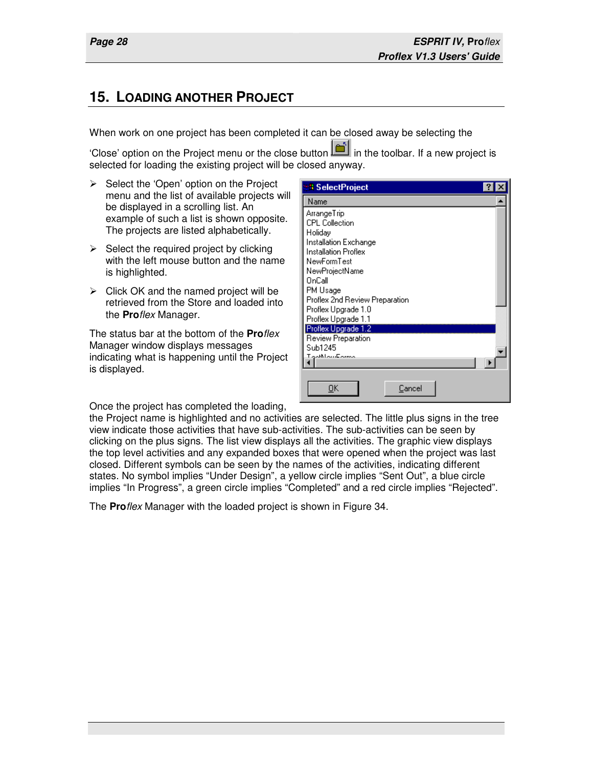# 15. Loading Another Project

When work on one project has been completed it can be closed away be selecting the 'Close' option on the Project menu or the close button in the toolbar. If a new project is selected for loading the existing project will be closed anyway.

- Select the 'Open' option on the Project menu and the list of available projects will be displayed in a scrolling list. An example of such a list is shown opposite. The projects are listed alphabetically.
- Select the required project by clicking with the left mouse button and the name is highlighted.
- Click OK and the named project will be retrieved from the Store and loaded into the **Pro***flex* Manager.

The status bar at the bottom of the **Pro***flex* Manager window displays messages indicating what is happening until the Project is displayed.

Once the project has completed the loading, the Project name is highlighted and no activities are selected. The little plus signs in the tree view indicate those activities that have sub-activities. The sub-activities can be seen by clicking on the plus signs. The list view displays all the activities. The graphic view displays the top level activities and any expanded boxes that were opened when the project was last closed. Different symbols can be seen by the names of the activities, indicating different states. No symbol implies "Under Design", a yellow circle implies "Sent Out", a blue circle implies "In Progress", a green circle implies "Completed" and a red circle implies "Rejected".

The **Pro***flex* Manager with the loaded project is shown in Figure 34.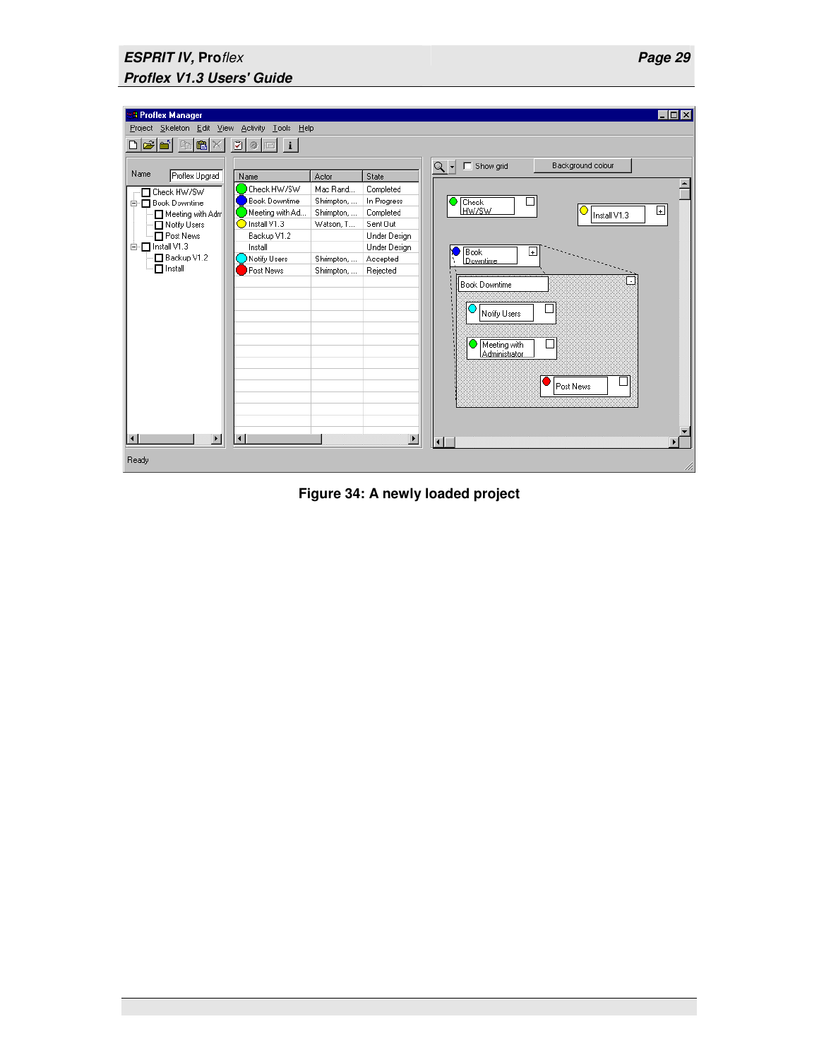Figure 34: A newly loaded project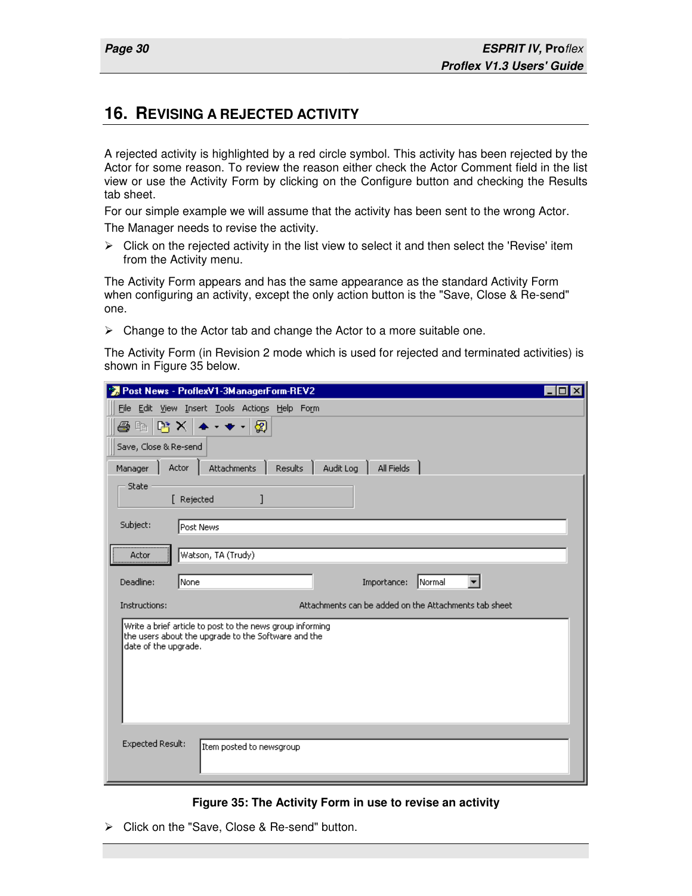## 16. REVISING A REJECTED ACTIVITY

A rejected activity is highlighted by a red circle symbol. This activity has been rejected by the Actor for some reason. To review the reason either check the Actor Comment field in the list view or use the Activity Form by clicking on the Configure button and checking the Results tab sheet.

For our simple example we will assume that the activity has been sent to the wrong Actor.

The Manager needs to revise the activity.

- Click on the rejected activity in the list view to select it and then select the 'Revise' item from the Activity menu.

The Activity Form appears and has the same appearance as the standard Activity Form when configuring an activity, except the only action button is the "Save, Close & Re-send" one.

- Change to the Actor tab and change the Actor to a more suitable one.

The Activity Form (in Revision 2 mode which is used for rejected and terminated activities) is shown in Figure 35 below.

**Figure 35: The Activity Form in use to revise an activity**

- Click on the "Save, Close & Re-send" button.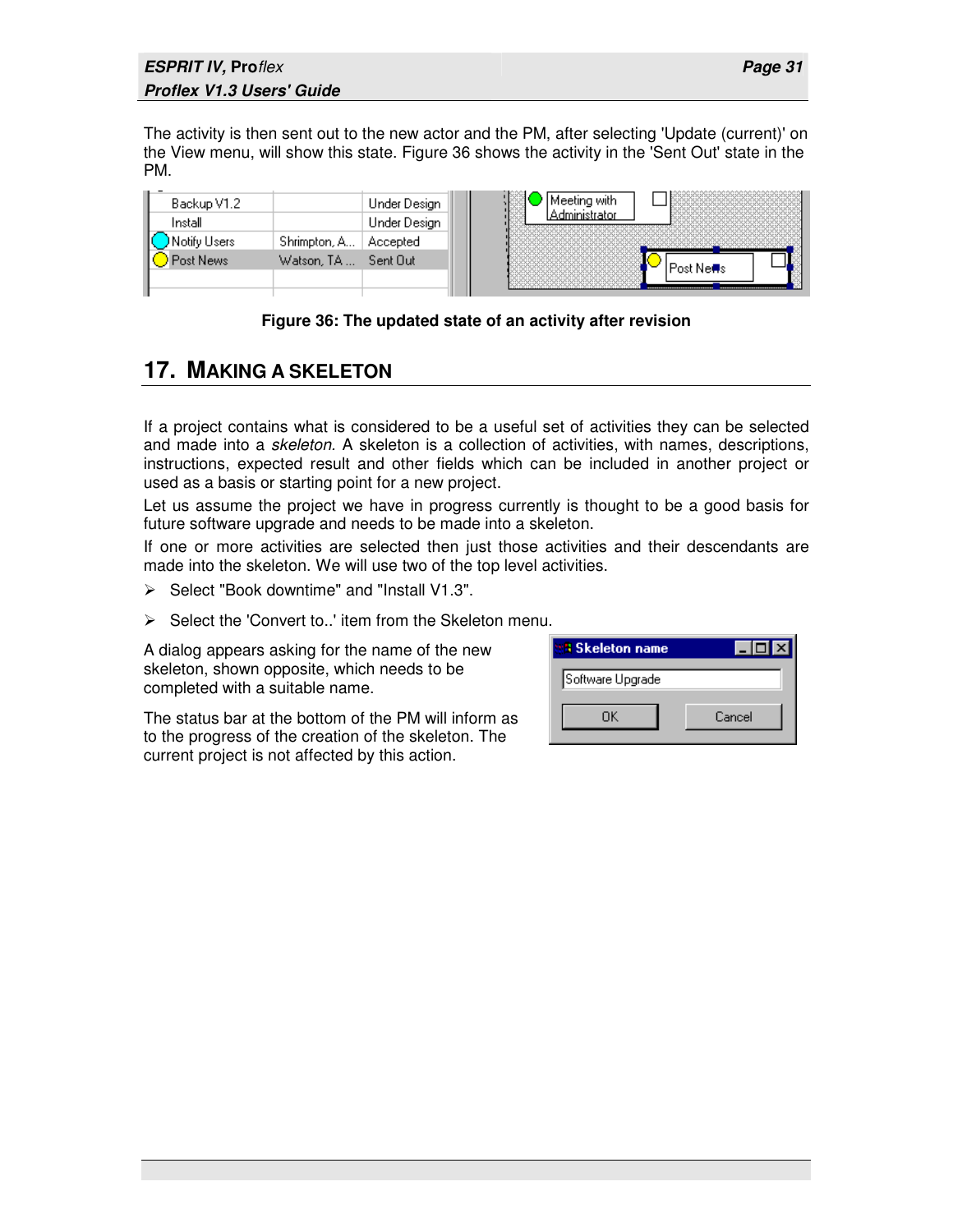The activity is then sent out to the new actor and the PM, after selecting 'Update (current)' on the View menu, will show this state. Figure 36 shows the activity in the 'Sent Out' state in the PM.

**Figure 36: The updated state of an activity after revision**

## 17. MAKING A SKELETON

If a project contains what is considered to be a useful set of activities they can be selected and made into a *skeleton.* A skeleton is a collection of activities, with names, descriptions, instructions, expected result and other fields which can be included in another project or used as a basis or starting point for a new project.

Let us assume the project we have in progress currently is thought to be a good basis for future software upgrade and needs to be made into a skeleton.

If one or more activities are selected then just those activities and their descendants are made into the skeleton. We will use two of the top level activities.

- Select "Book downtime" and "Install V1.3".
- Select the 'Convert to..' item from the Skeleton menu.

A dialog appears asking for the name of the new skeleton, shown opposite, which needs to be completed with a suitable name.

The status bar at the bottom of the PM will inform as to the progress of the creation of the skeleton. The current project is not affected by this action.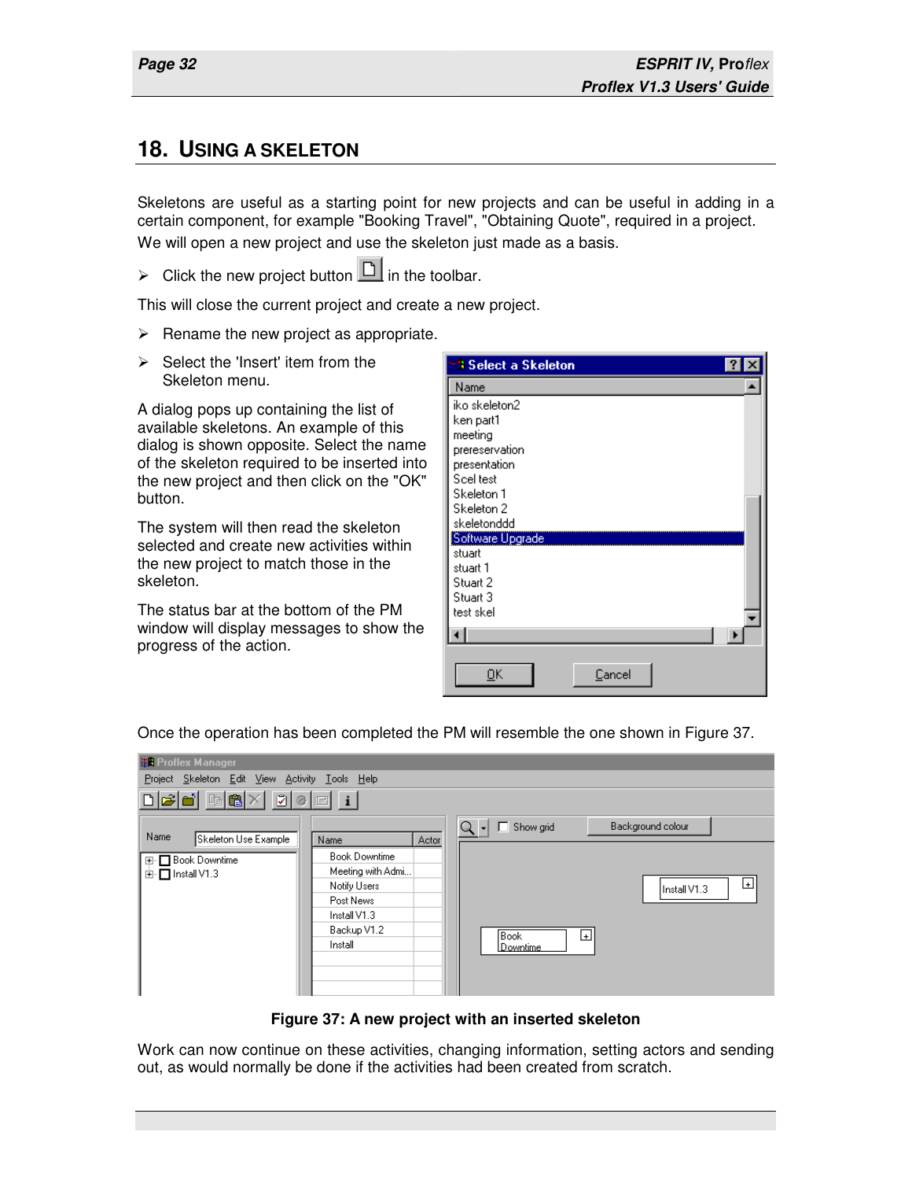# 18. USING A SKELETON

Skeletons are useful as a starting point for new projects and can be useful in adding in a certain component, for example "Booking Travel", "Obtaining Quote", required in a project. We will open a new project and use the skeleton just made as a basis.

- Click the new project button in the toolbar.

This will close the current project and create a new project.

- Rename the new project as appropriate.
- Select the 'Insert' item from the Skeleton menu.

A dialog pops up containing the list of available skeletons. An example of this dialog is shown opposite. Select the name of the skeleton required to be inserted into the new project and then click on the "OK" button.

The system will then read the skeleton selected and create new activities within the new project to match those in the skeleton.

The status bar at the bottom of the PM window will display messages to show the progress of the action.

Once the operation has been completed the PM will resemble the one shown in Figure 37.

**Figure 37: A new project with an inserted skeleton**

Work can now continue on these activities, changing information, setting actors and sending out, as would normally be done if the activities had been created from scratch.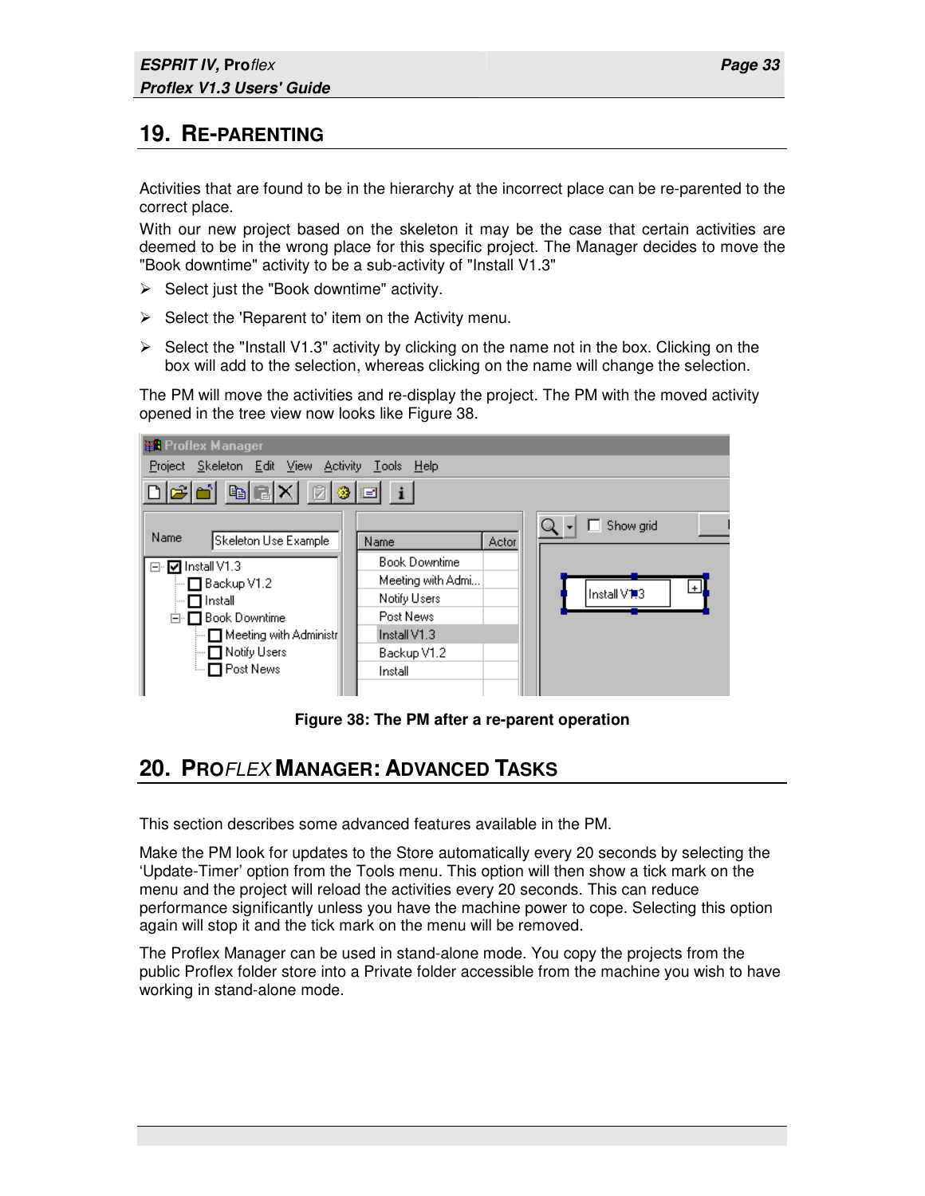## 19. RE-PARENTING

Activities that are found to be in the hierarchy at the incorrect place can be re-parented to the correct place.
With our new project based on the skeleton it may be the case that certain activities are deemed to be in the wrong place for this specific project. The Manager decides to move the "Book downtime" activity to be a sub-activity of "Install V1.3"

- Select just the "Book downtime" activity.
- Select the 'Reparent to' item on the Activity menu.
- Select the "Install V1.3" activity by clicking on the name not in the box. Clicking on the box will add to the selection, whereas clicking on the name will change the selection.

The PM will move the activities and re-display the project. The PM with the moved activity opened in the tree view now looks like Figure 38.

**Figure 38: The PM after a re-parent operation**

## 20. PRO*FLEX* MANAGER: ADVANCED TASKS

This section describes some advanced features available in the PM.

Make the PM look for updates to the Store automatically every 20 seconds by selecting the 'Update-Timer' option from the Tools menu. This option will then show a tick mark on the menu and the project will reload the activities every 20 seconds. This can reduce performance significantly unless you have the machine power to cope. Selecting this option again will stop it and the tick mark on the menu will be removed.

The Proflex Manager can be used in stand-alone mode. You copy the projects from the public Proflex folder store into a Private folder accessible from the machine you wish to have working in stand-alone mode.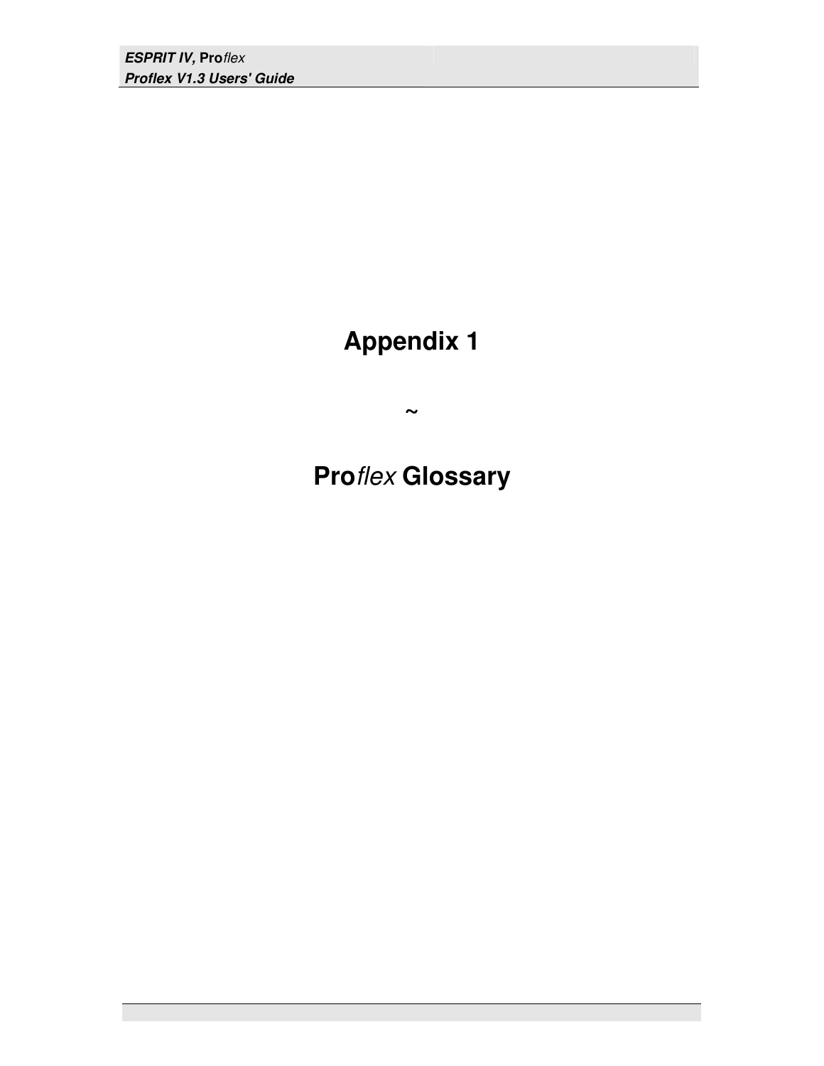# Appendix 1

~

# **Pro***flex* **Glossary**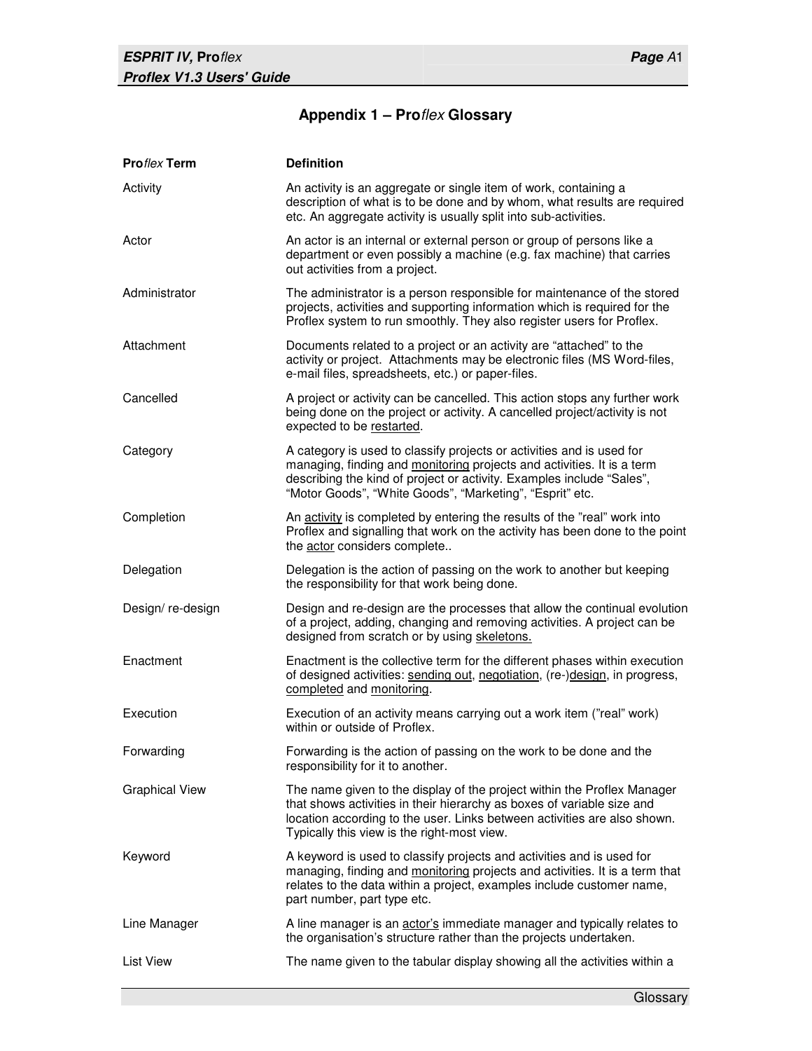## Appendix 1 – Pro*flex* Glossary

| Pro*flex* Term | Definition |
|---|---|
| Activity | An activity is an aggregate or single item of work, containing a description of what is to be done and by whom, what results are required etc. An aggregate activity is usually split into sub-activities. |
| Actor | An actor is an internal or external person or group of persons like a department or even possibly a machine (e.g. fax machine) that carries out activities from a project. |
| Administrator | The administrator is a person responsible for maintenance of the stored projects, activities and supporting information which is required for the Proflex system to run smoothly. They also register users for Proflex. |
| Attachment | Documents related to a project or an activity are "attached" to the activity or project. Attachments may be electronic files (MS Word-files, e-mail files, spreadsheets, etc.) or paper-files. |
| Cancelled | A project or activity can be cancelled. This action stops any further work being done on the project or activity. A cancelled project/activity is not expected to be <u>restarted</u>. |
| Category | A category is used to classify projects or activities and is used for managing, finding and <u>monitoring</u> projects and activities. It is a term describing the kind of project or activity. Examples include "Sales", "Motor Goods", "White Goods", "Marketing", "Esprit" etc. |
| Completion | An <u>activity</u> is completed by entering the results of the "real" work into Proflex and signalling that work on the activity has been done to the point the <u>actor</u> considers complete.. |
| Delegation | Delegation is the action of passing on the work to another but keeping the responsibility for that work being done. |
| Design/ re-design | Design and re-design are the processes that allow the continual evolution of a project, adding, changing and removing activities. A project can be designed from scratch or by using <u>skeletons.</u> |
| Enactment | Enactment is the collective term for the different phases within execution of designed activities: <u>sending out</u>, <u>negotiation</u>, (re-)<u>design</u>, in progress, <u>completed</u> and <u>monitoring</u>. |
| Execution | Execution of an activity means carrying out a work item ("real" work) within or outside of Proflex. |
| Forwarding | Forwarding is the action of passing on the work to be done and the responsibility for it to another. |
| Graphical View | The name given to the display of the project within the Proflex Manager that shows activities in their hierarchy as boxes of variable size and location according to the user. Links between activities are also shown. Typically this view is the right-most view. |
| Keyword | A keyword is used to classify projects and activities and is used for managing, finding and <u>monitoring</u> projects and activities. It is a term that relates to the data within a project, examples include customer name, part number, part type etc. |
| Line Manager | A line manager is an <u>actor's</u> immediate manager and typically relates to the organisation's structure rather than the projects undertaken. |
| List View | The name given to the tabular display showing all the activities within a |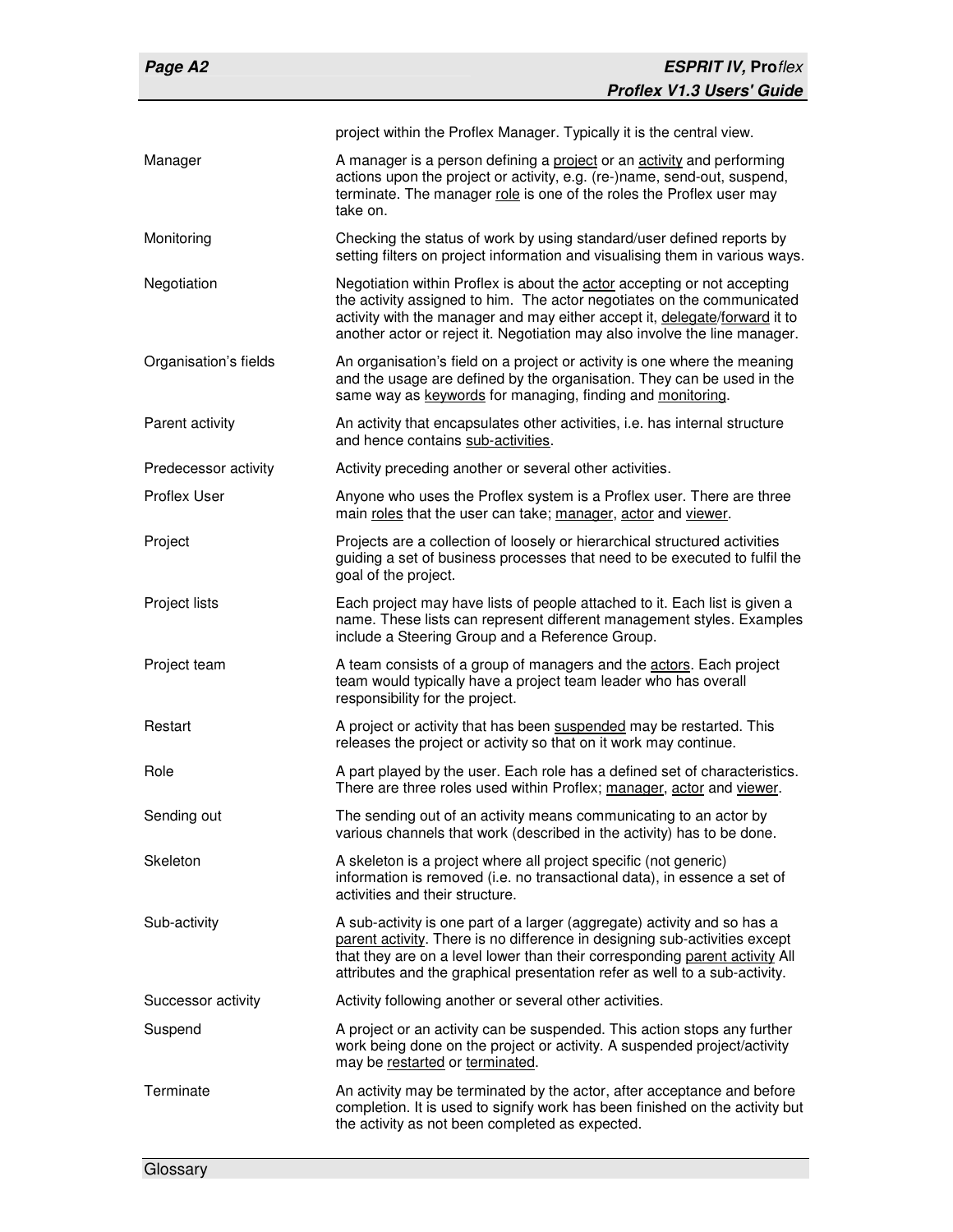| | |
|---|---|
| | project within the Proflex Manager. Typically it is the central view. |
| Manager | A manager is a person defining a project or an activity and performing actions upon the project or activity, e.g. (re-)name, send-out, suspend, terminate. The manager role is one of the roles the Proflex user may take on. |
| Monitoring | Checking the status of work by using standard/user defined reports by setting filters on project information and visualising them in various ways. |
| Negotiation | Negotiation within Proflex is about the actor accepting or not accepting the activity assigned to him. The actor negotiates on the communicated activity with the manager and may either accept it, delegate/forward it to another actor or reject it. Negotiation may also involve the line manager. |
| Organisation's fields | An organisation's field on a project or activity is one where the meaning and the usage are defined by the organisation. They can be used in the same way as keywords for managing, finding and monitoring. |
| Parent activity | An activity that encapsulates other activities, i.e. has internal structure and hence contains sub-activities. |
| Predecessor activity | Activity preceding another or several other activities. |
| Proflex User | Anyone who uses the Proflex system is a Proflex user. There are three main roles that the user can take; manager, actor and viewer. |
| Project | Projects are a collection of loosely or hierarchical structured activities guiding a set of business processes that need to be executed to fulfil the goal of the project. |
| Project lists | Each project may have lists of people attached to it. Each list is given a name. These lists can represent different management styles. Examples include a Steering Group and a Reference Group. |
| Project team | A team consists of a group of managers and the actors. Each project team would typically have a project team leader who has overall responsibility for the project. |
| Restart | A project or activity that has been suspended may be restarted. This releases the project or activity so that on it work may continue. |
| Role | A part played by the user. Each role has a defined set of characteristics. There are three roles used within Proflex; manager, actor and viewer. |
| Sending out | The sending out of an activity means communicating to an actor by various channels that work (described in the activity) has to be done. |
| Skeleton | A skeleton is a project where all project specific (not generic) information is removed (i.e. no transactional data), in essence a set of activities and their structure. |
| Sub-activity | A sub-activity is one part of a larger (aggregate) activity and so has a parent activity. There is no difference in designing sub-activities except that they are on a level lower than their corresponding parent activity All attributes and the graphical presentation refer as well to a sub-activity. |
| Successor activity | Activity following another or several other activities. |
| Suspend | A project or an activity can be suspended. This action stops any further work being done on the project or activity. A suspended project/activity may be restarted or terminated. |
| Terminate | An activity may be terminated by the actor, after acceptance and before completion. It is used to signify work has been finished on the activity but the activity as not been completed as expected. |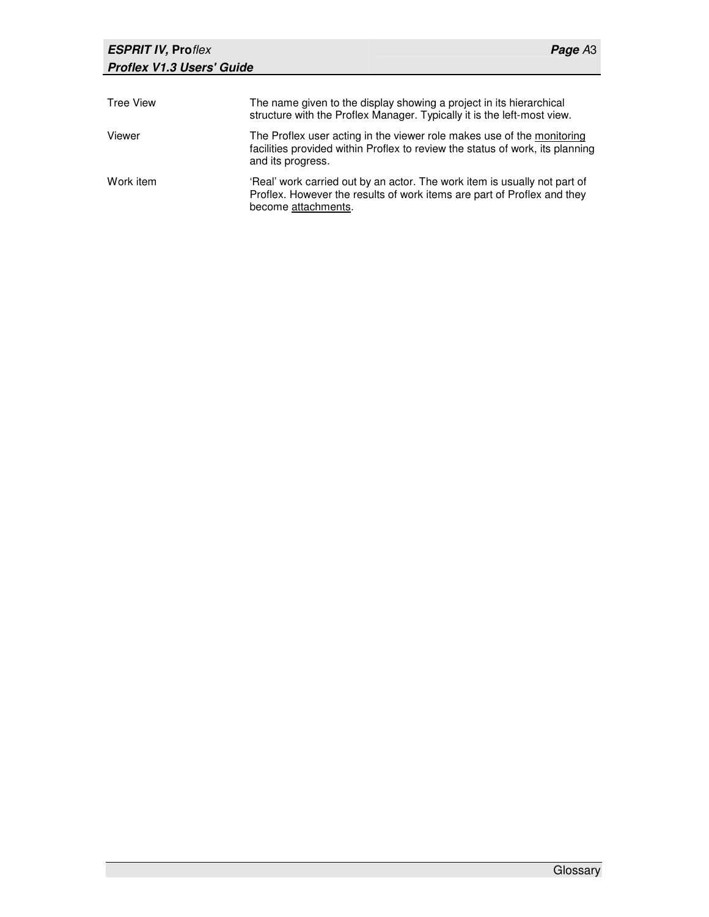| | |
|---|---|
| Tree View | The name given to the display showing a project in its hierarchical structure with the Proflex Manager. Typically it is the left-most view. |
| Viewer | The Proflex user acting in the viewer role makes use of the monitoring facilities provided within Proflex to review the status of work, its planning and its progress. |
| Work item | ‘Real’ work carried out by an actor. The work item is usually not part of Proflex. However the results of work items are part of Proflex and they become attachments. |